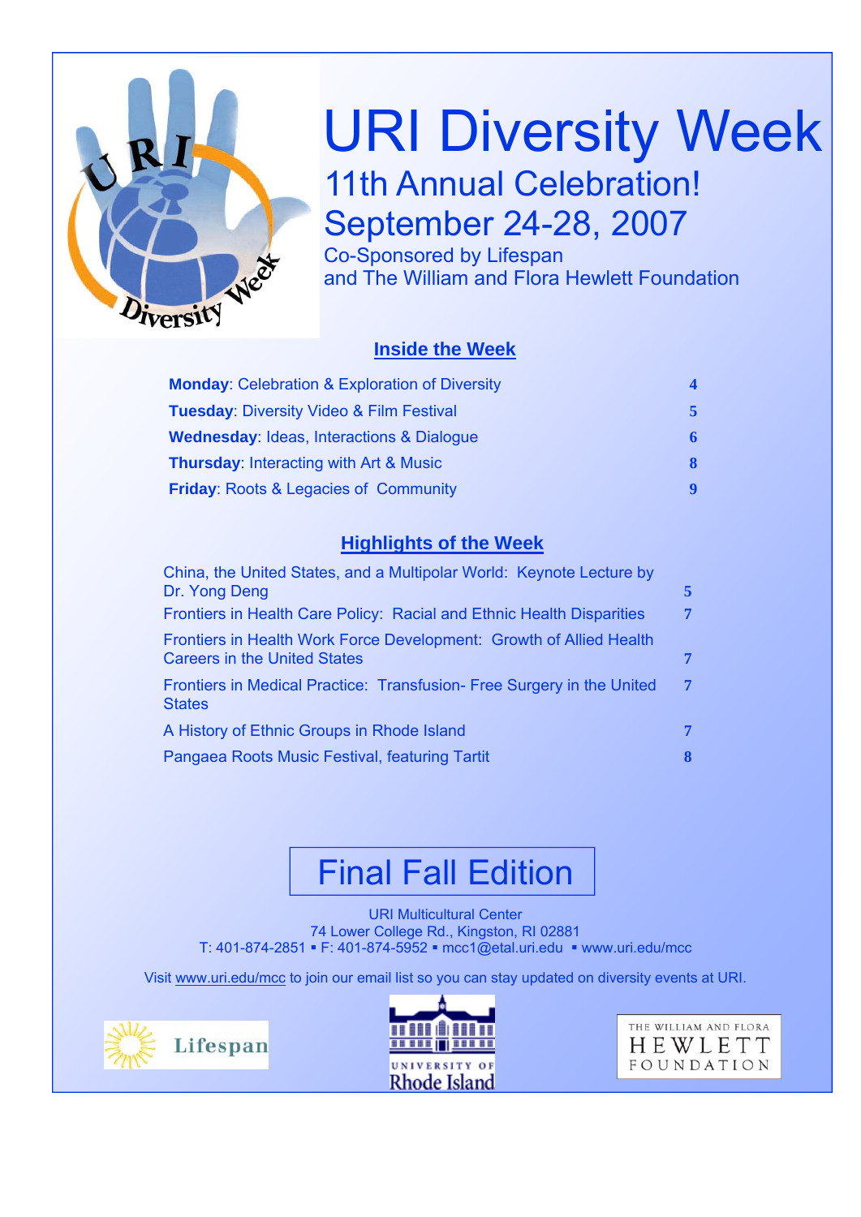# URI Diversity Week

## 11th Annual Celebration!

## September 24-28, 2007

Co-Sponsored by Lifespan
and The William and Flora Hewlett Foundation

### Inside the Week

| | |
|---|---|
| **Monday**: Celebration & Exploration of Diversity | 4 |
| **Tuesday**: Diversity Video & Film Festival | 5 |
| **Wednesday**: Ideas, Interactions & Dialogue | 6 |
| **Thursday**: Interacting with Art & Music | 8 |
| **Friday**: Roots & Legacies of Community | 9 |

### Highlights of the Week

| | |
|---|---|
| China, the United States, and a Multipolar World: Keynote Lecture by Dr. Yong Deng | 5 |
| Frontiers in Health Care Policy: Racial and Ethnic Health Disparities | 7 |
| Frontiers in Health Work Force Development: Growth of Allied Health Careers in the United States | 7 |
| Frontiers in Medical Practice: Transfusion- Free Surgery in the United States | 7 |
| A History of Ethnic Groups in Rhode Island | 7 |
| Pangaea Roots Music Festival, featuring Tartit | 8 |

## Final Fall Edition

URI Multicultural Center
74 Lower College Rd., Kingston, RI 02881
T: 401-874-2851 ▪ F: 401-874-5952 ▪ mcc1@etal.uri.edu ▪ www.uri.edu/mcc

Visit www.uri.edu/mcc to join our email list so you can stay updated on diversity events at URI.

Lifespan

University of Rhode Island

The William and Flora Hewlett Foundation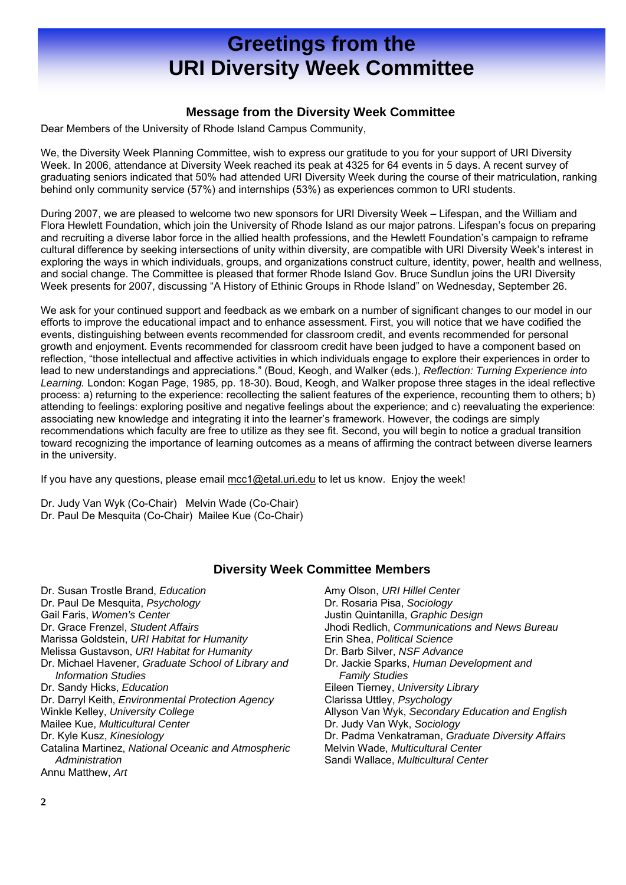# Greetings from the URI Diversity Week Committee

## Message from the Diversity Week Committee

Dear Members of the University of Rhode Island Campus Community,

We, the Diversity Week Planning Committee, wish to express our gratitude to you for your support of URI Diversity Week. In 2006, attendance at Diversity Week reached its peak at 4325 for 64 events in 5 days. A recent survey of graduating seniors indicated that 50% had attended URI Diversity Week during the course of their matriculation, ranking behind only community service (57%) and internships (53%) as experiences common to URI students.

During 2007, we are pleased to welcome two new sponsors for URI Diversity Week – Lifespan, and the William and Flora Hewlett Foundation, which join the University of Rhode Island as our major patrons. Lifespan's focus on preparing and recruiting a diverse labor force in the allied health professions, and the Hewlett Foundation's campaign to reframe cultural difference by seeking intersections of unity within diversity, are compatible with URI Diversity Week's interest in exploring the ways in which individuals, groups, and organizations construct culture, identity, power, health and wellness, and social change. The Committee is pleased that former Rhode Island Gov. Bruce Sundlun joins the URI Diversity Week presents for 2007, discussing "A History of Ethinic Groups in Rhode Island" on Wednesday, September 26.

We ask for your continued support and feedback as we embark on a number of significant changes to our model in our efforts to improve the educational impact and to enhance assessment. First, you will notice that we have codified the events, distinguishing between events recommended for classroom credit, and events recommended for personal growth and enjoyment. Events recommended for classroom credit have been judged to have a component based on reflection, "those intellectual and affective activities in which individuals engage to explore their experiences in order to lead to new understandings and appreciations." (Boud, Keogh, and Walker (eds.), *Reflection: Turning Experience into Learning.* London: Kogan Page, 1985, pp. 18-30). Boud, Keogh, and Walker propose three stages in the ideal reflective process: a) returning to the experience: recollecting the salient features of the experience, recounting them to others; b) attending to feelings: exploring positive and negative feelings about the experience; and c) reevaluating the experience: associating new knowledge and integrating it into the learner's framework. However, the codings are simply recommendations which faculty are free to utilize as they see fit. Second, you will begin to notice a gradual transition toward recognizing the importance of learning outcomes as a means of affirming the contract between diverse learners in the university.

If you have any questions, please email mcc1@etal.uri.edu to let us know. Enjoy the week!

Dr. Judy Van Wyk (Co-Chair) Melvin Wade (Co-Chair)
Dr. Paul De Mesquita (Co-Chair) Mailee Kue (Co-Chair)

## Diversity Week Committee Members

Dr. Susan Trostle Brand, *Education*
Dr. Paul De Mesquita, *Psychology*
Gail Faris, *Women's Center*
Dr. Grace Frenzel, *Student Affairs*
Marissa Goldstein, *URI Habitat for Humanity*
Melissa Gustavson, *URI Habitat for Humanity*
Dr. Michael Havener, *Graduate School of Library and Information Studies*
Dr. Sandy Hicks, *Education*
Dr. Darryl Keith, *Environmental Protection Agency*
Winkle Kelley, *University College*
Mailee Kue, *Multicultural Center*
Dr. Kyle Kusz, *Kinesiology*
Catalina Martinez, *National Oceanic and Atmospheric Administration*
Annu Matthew, *Art*
Amy Olson, *URI Hillel Center*
Dr. Rosaria Pisa, *Sociology*
Justin Quintanilla, *Graphic Design*
Jhodi Redlich, *Communications and News Bureau*
Erin Shea, *Political Science*
Dr. Barb Silver, *NSF Advance*
Dr. Jackie Sparks, *Human Development and Family Studies*
Eileen Tierney, *University Library*
Clarissa Uttley, *Psychology*
Allyson Van Wyk, *Secondary Education and English*
Dr. Judy Van Wyk, *Sociology*
Dr. Padma Venkatraman, *Graduate Diversity Affairs*
Melvin Wade, *Multicultural Center*
Sandi Wallace, *Multicultural Center*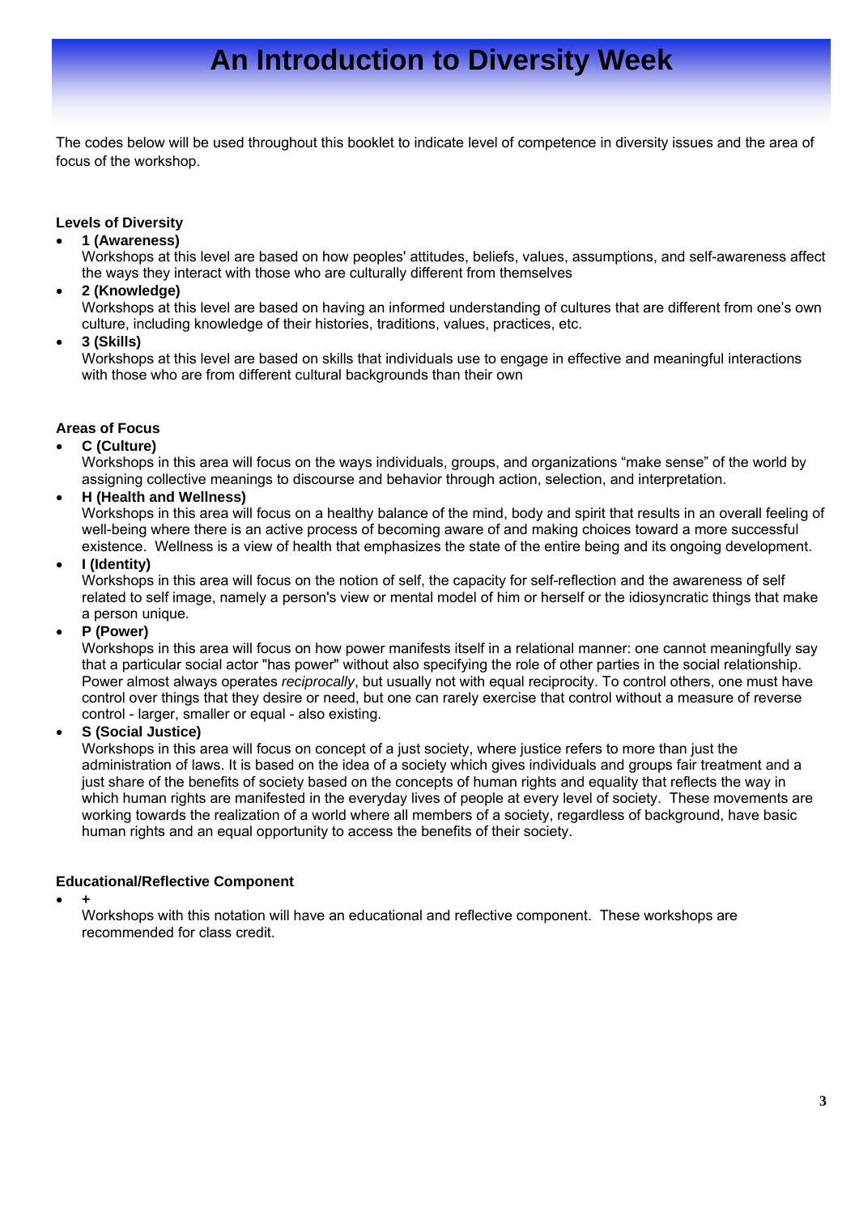# An Introduction to Diversity Week

The codes below will be used throughout this booklet to indicate level of competence in diversity issues and the area of focus of the workshop.

**Levels of Diversity**

- **1 (Awareness)**
  Workshops at this level are based on how peoples' attitudes, beliefs, values, assumptions, and self-awareness affect the ways they interact with those who are culturally different from themselves
- **2 (Knowledge)**
  Workshops at this level are based on having an informed understanding of cultures that are different from one's own culture, including knowledge of their histories, traditions, values, practices, etc.
- **3 (Skills)**
  Workshops at this level are based on skills that individuals use to engage in effective and meaningful interactions with those who are from different cultural backgrounds than their own

**Areas of Focus**

- **C (Culture)**
  Workshops in this area will focus on the ways individuals, groups, and organizations "make sense" of the world by assigning collective meanings to discourse and behavior through action, selection, and interpretation.
- **H (Health and Wellness)**
  Workshops in this area will focus on a healthy balance of the mind, body and spirit that results in an overall feeling of well-being where there is an active process of becoming aware of and making choices toward a more successful existence. Wellness is a view of health that emphasizes the state of the entire being and its ongoing development.
- **I (Identity)**
  Workshops in this area will focus on the notion of self, the capacity for self-reflection and the awareness of self related to self image, namely a person's view or mental model of him or herself or the idiosyncratic things that make a person unique.
- **P (Power)**
  Workshops in this area will focus on how power manifests itself in a relational manner: one cannot meaningfully say that a particular social actor "has power" without also specifying the role of other parties in the social relationship. Power almost always operates *reciprocally*, but usually not with equal reciprocity. To control others, one must have control over things that they desire or need, but one can rarely exercise that control without a measure of reverse control - larger, smaller or equal - also existing.
- **S (Social Justice)**
  Workshops in this area will focus on concept of a just society, where justice refers to more than just the administration of laws. It is based on the idea of a society which gives individuals and groups fair treatment and a just share of the benefits of society based on the concepts of human rights and equality that reflects the way in which human rights are manifested in the everyday lives of people at every level of society. These movements are working towards the realization of a world where all members of a society, regardless of background, have basic human rights and an equal opportunity to access the benefits of their society.

**Educational/Reflective Component**

- **+**
  Workshops with this notation will have an educational and reflective component. These workshops are recommended for class credit.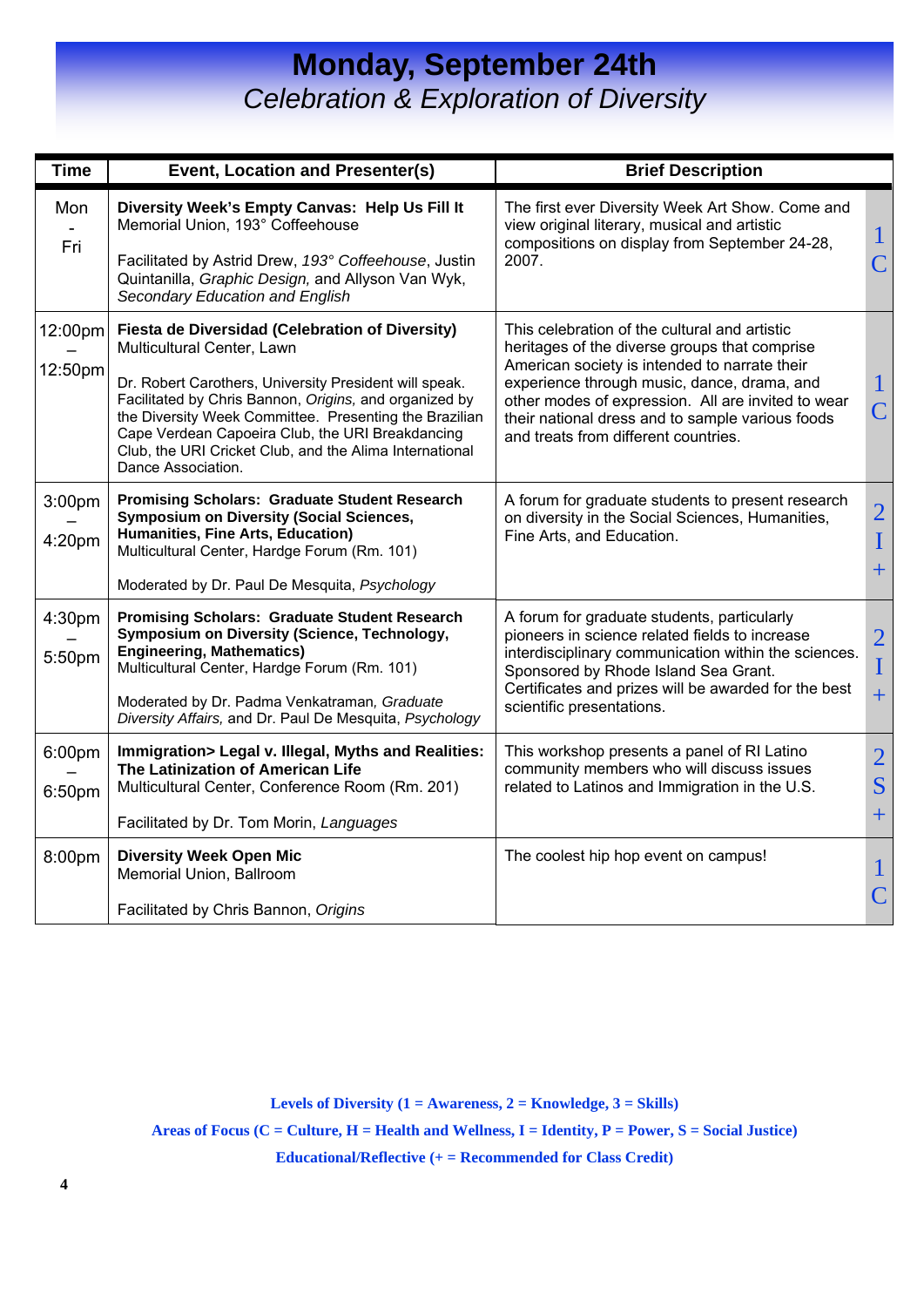# Monday, September 24th

*Celebration & Exploration of Diversity*

| Time | Event, Location and Presenter(s) | Brief Description | |
|---|---|---|---|
| Mon - Fri | **Diversity Week's Empty Canvas: Help Us Fill It**<br>Memorial Union, 193° Coffeehouse<br><br>Facilitated by Astrid Drew, *193° Coffeehouse*, Justin Quintanilla, *Graphic Design,* and Allyson Van Wyk, *Secondary Education and English* | The first ever Diversity Week Art Show. Come and view original literary, musical and artistic compositions on display from September 24-28, 2007. | 1 C |
| 12:00pm – 12:50pm | **Fiesta de Diversidad (Celebration of Diversity)**<br>Multicultural Center, Lawn<br><br>Dr. Robert Carothers, University President will speak. Facilitated by Chris Bannon, *Origins,* and organized by the Diversity Week Committee. Presenting the Brazilian Cape Verdean Capoeira Club, the URI Breakdancing Club, the URI Cricket Club, and the Alima International Dance Association. | This celebration of the cultural and artistic heritages of the diverse groups that comprise American society is intended to narrate their experience through music, dance, drama, and other modes of expression. All are invited to wear their national dress and to sample various foods and treats from different countries. | 1 C |
| 3:00pm – 4:20pm | **Promising Scholars: Graduate Student Research Symposium on Diversity (Social Sciences, Humanities, Fine Arts, Education)**<br>Multicultural Center, Hardge Forum (Rm. 101)<br><br>Moderated by Dr. Paul De Mesquita, *Psychology* | A forum for graduate students to present research on diversity in the Social Sciences, Humanities, Fine Arts, and Education. | 2 I + |
| 4:30pm – 5:50pm | **Promising Scholars: Graduate Student Research Symposium on Diversity (Science, Technology, Engineering, Mathematics)**<br>Multicultural Center, Hardge Forum (Rm. 101)<br><br>Moderated by Dr. Padma Venkatraman, *Graduate Diversity Affairs,* and Dr. Paul De Mesquita, *Psychology* | A forum for graduate students, particularly pioneers in science related fields to increase interdisciplinary communication within the sciences. Sponsored by Rhode Island Sea Grant. Certificates and prizes will be awarded for the best scientific presentations. | 2 I + |
| 6:00pm – 6:50pm | **Immigration> Legal v. Illegal, Myths and Realities: The Latinization of American Life**<br>Multicultural Center, Conference Room (Rm. 201)<br><br>Facilitated by Dr. Tom Morin, *Languages* | This workshop presents a panel of RI Latino community members who will discuss issues related to Latinos and Immigration in the U.S. | 2 S + |
| 8:00pm | **Diversity Week Open Mic**<br>Memorial Union, Ballroom<br><br>Facilitated by Chris Bannon, *Origins* | The coolest hip hop event on campus! | 1 C |

**Levels of Diversity (1 = Awareness, 2 = Knowledge, 3 = Skills)**

**Areas of Focus (C = Culture, H = Health and Wellness, I = Identity, P = Power, S = Social Justice)**

**Educational/Reflective (+ = Recommended for Class Credit)**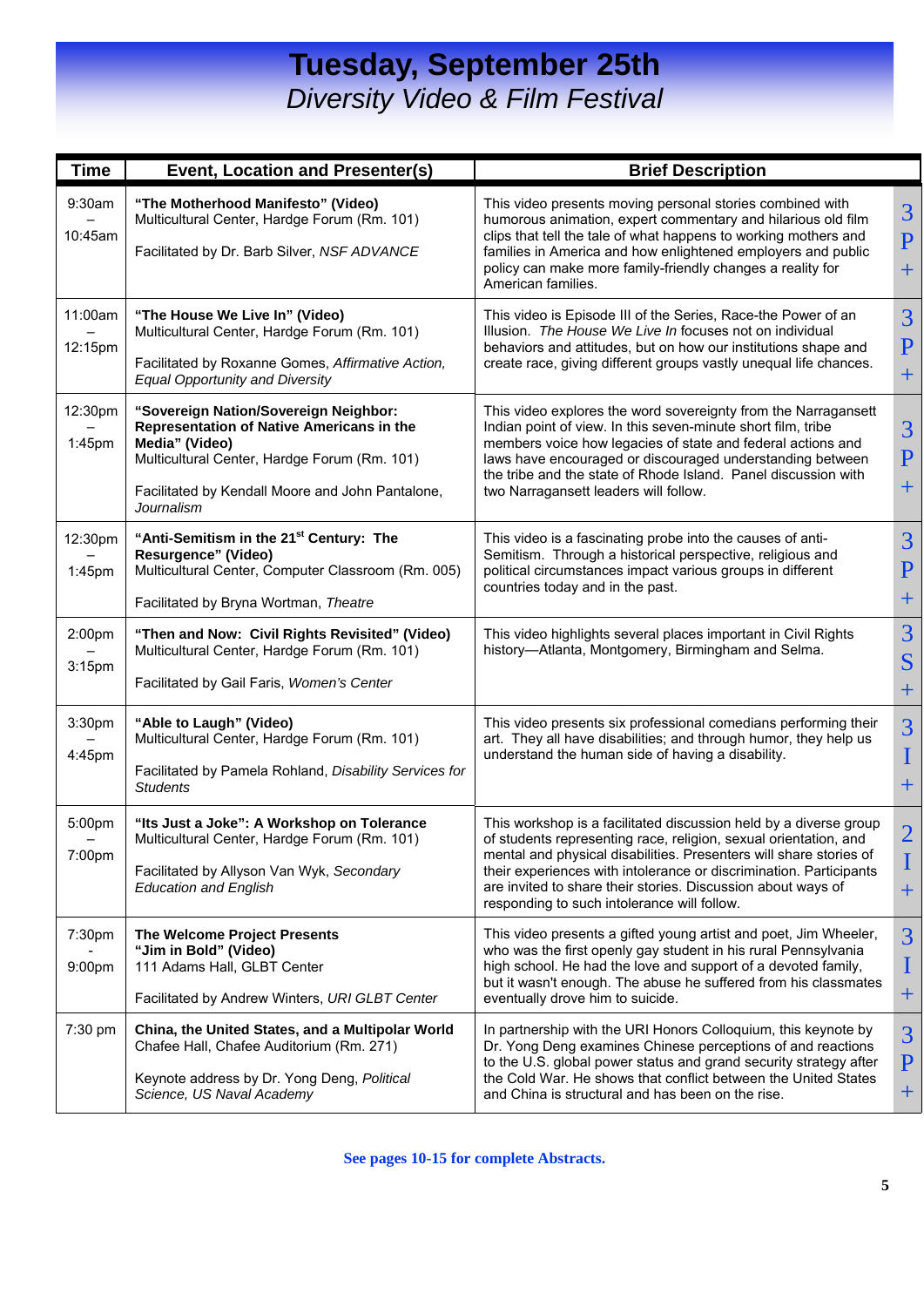# Tuesday, September 25th

## *Diversity Video & Film Festival*

| Time | Event, Location and Presenter(s) | Brief Description | |
|---|---|---|---|
| 9:30am – 10:45am | **"The Motherhood Manifesto" (Video)**<br>Multicultural Center, Hardge Forum (Rm. 101)<br><br>Facilitated by Dr. Barb Silver, *NSF ADVANCE* | This video presents moving personal stories combined with humorous animation, expert commentary and hilarious old film clips that tell the tale of what happens to working mothers and families in America and how enlightened employers and public policy can make more family-friendly changes a reality for American families. | 3 P + |
| 11:00am – 12:15pm | **"The House We Live In" (Video)**<br>Multicultural Center, Hardge Forum (Rm. 101)<br><br>Facilitated by Roxanne Gomes, *Affirmative Action, Equal Opportunity and Diversity* | This video is Episode III of the Series, Race-the Power of an Illusion. *The House We Live In* focuses not on individual behaviors and attitudes, but on how our institutions shape and create race, giving different groups vastly unequal life chances. | 3 P + |
| 12:30pm – 1:45pm | **"Sovereign Nation/Sovereign Neighbor: Representation of Native Americans in the Media" (Video)**<br>Multicultural Center, Hardge Forum (Rm. 101)<br><br>Facilitated by Kendall Moore and John Pantalone, *Journalism* | This video explores the word sovereignty from the Narragansett Indian point of view. In this seven-minute short film, tribe members voice how legacies of state and federal actions and laws have encouraged or discouraged understanding between the tribe and the state of Rhode Island. Panel discussion with two Narragansett leaders will follow. | 3 P + |
| 12:30pm – 1:45pm | **"Anti-Semitism in the 21st Century: The Resurgence" (Video)**<br>Multicultural Center, Computer Classroom (Rm. 005)<br><br>Facilitated by Bryna Wortman, *Theatre* | This video is a fascinating probe into the causes of anti-Semitism. Through a historical perspective, religious and political circumstances impact various groups in different countries today and in the past. | 3 P + |
| 2:00pm – 3:15pm | **"Then and Now: Civil Rights Revisited" (Video)**<br>Multicultural Center, Hardge Forum (Rm. 101)<br><br>Facilitated by Gail Faris, *Women's Center* | This video highlights several places important in Civil Rights history—Atlanta, Montgomery, Birmingham and Selma. | 3 S + |
| 3:30pm – 4:45pm | **"Able to Laugh" (Video)**<br>Multicultural Center, Hardge Forum (Rm. 101)<br><br>Facilitated by Pamela Rohland, *Disability Services for Students* | This video presents six professional comedians performing their art. They all have disabilities; and through humor, they help us understand the human side of having a disability. | 3 I + |
| 5:00pm – 7:00pm | **"Its Just a Joke": A Workshop on Tolerance**<br>Multicultural Center, Hardge Forum (Rm. 101)<br><br>Facilitated by Allyson Van Wyk, *Secondary Education and English* | This workshop is a facilitated discussion held by a diverse group of students representing race, religion, sexual orientation, and mental and physical disabilities. Presenters will share stories of their experiences with intolerance or discrimination. Participants are invited to share their stories. Discussion about ways of responding to such intolerance will follow. | 2 I + |
| 7:30pm - 9:00pm | **The Welcome Project Presents "Jim in Bold" (Video)**<br>111 Adams Hall, GLBT Center<br><br>Facilitated by Andrew Winters, *URI GLBT Center* | This video presents a gifted young artist and poet, Jim Wheeler, who was the first openly gay student in his rural Pennsylvania high school. He had the love and support of a devoted family, but it wasn't enough. The abuse he suffered from his classmates eventually drove him to suicide. | 3 I + |
| 7:30 pm | **China, the United States, and a Multipolar World**<br>Chafee Hall, Chafee Auditorium (Rm. 271)<br><br>Keynote address by Dr. Yong Deng, *Political Science, US Naval Academy* | In partnership with the URI Honors Colloquium, this keynote by Dr. Yong Deng examines Chinese perceptions of and reactions to the U.S. global power status and grand security strategy after the Cold War. He shows that conflict between the United States and China is structural and has been on the rise. | 3 P + |

**See pages 10-15 for complete Abstracts.**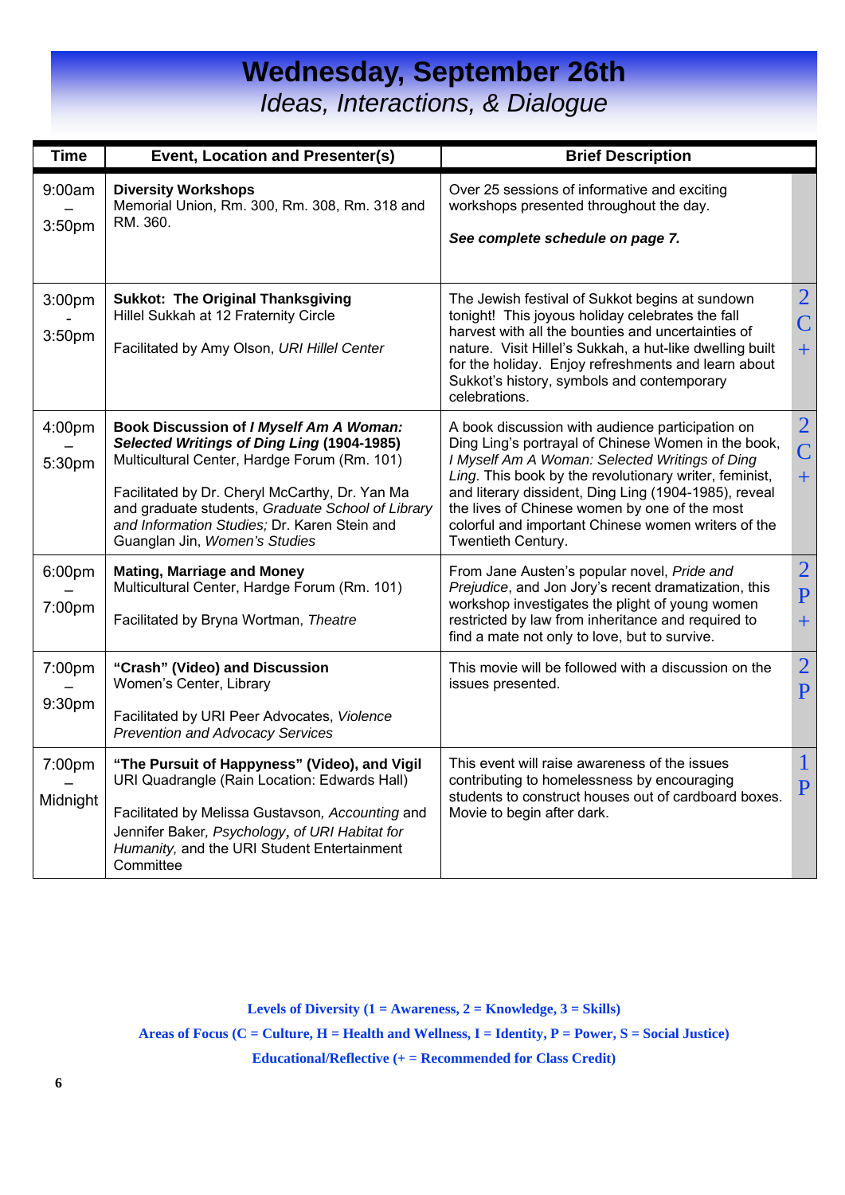# Wednesday, September 26th

## *Ideas, Interactions, & Dialogue*

| Time | Event, Location and Presenter(s) | Brief Description | |
|---|---|---|---|
| 9:00am – 3:50pm | **Diversity Workshops**<br>Memorial Union, Rm. 300, Rm. 308, Rm. 318 and RM. 360. | Over 25 sessions of informative and exciting workshops presented throughout the day.<br><br>***See complete schedule on page 7.*** | |
| 3:00pm - 3:50pm | **Sukkot: The Original Thanksgiving**<br>Hillel Sukkah at 12 Fraternity Circle<br><br>Facilitated by Amy Olson, *URI Hillel Center* | The Jewish festival of Sukkot begins at sundown tonight! This joyous holiday celebrates the fall harvest with all the bounties and uncertainties of nature. Visit Hillel's Sukkah, a hut-like dwelling built for the holiday. Enjoy refreshments and learn about Sukkot's history, symbols and contemporary celebrations. | 2 C + |
| 4:00pm – 5:30pm | **Book Discussion of *I Myself Am A Woman: Selected Writings of Ding Ling* (1904-1985)**<br>Multicultural Center, Hardge Forum (Rm. 101)<br><br>Facilitated by Dr. Cheryl McCarthy, Dr. Yan Ma and graduate students, *Graduate School of Library and Information Studies;* Dr. Karen Stein and Guanglan Jin, *Women's Studies* | A book discussion with audience participation on Ding Ling's portrayal of Chinese Women in the book, *I Myself Am A Woman: Selected Writings of Ding Ling*. This book by the revolutionary writer, feminist, and literary dissident, Ding Ling (1904-1985), reveal the lives of Chinese women by one of the most colorful and important Chinese women writers of the Twentieth Century. | 2 C + |
| 6:00pm – 7:00pm | **Mating, Marriage and Money**<br>Multicultural Center, Hardge Forum (Rm. 101)<br><br>Facilitated by Bryna Wortman, *Theatre* | From Jane Austen's popular novel, *Pride and Prejudice*, and Jon Jory's recent dramatization, this workshop investigates the plight of young women restricted by law from inheritance and required to find a mate not only to love, but to survive. | 2 P + |
| 7:00pm – 9:30pm | **"Crash" (Video) and Discussion**<br>Women's Center, Library<br><br>Facilitated by URI Peer Advocates, *Violence Prevention and Advocacy Services* | This movie will be followed with a discussion on the issues presented. | 2 P |
| 7:00pm – Midnight | **"The Pursuit of Happyness" (Video), and Vigil**<br>URI Quadrangle (Rain Location: Edwards Hall)<br><br>Facilitated by Melissa Gustavson, *Accounting* and Jennifer Baker, *Psychology*, *of URI Habitat for Humanity,* and the URI Student Entertainment Committee | This event will raise awareness of the issues contributing to homelessness by encouraging students to construct houses out of cardboard boxes. Movie to begin after dark. | 1 P |

**Levels of Diversity (1 = Awareness, 2 = Knowledge, 3 = Skills)**

**Areas of Focus (C = Culture, H = Health and Wellness, I = Identity, P = Power, S = Social Justice)**

**Educational/Reflective (+ = Recommended for Class Credit)**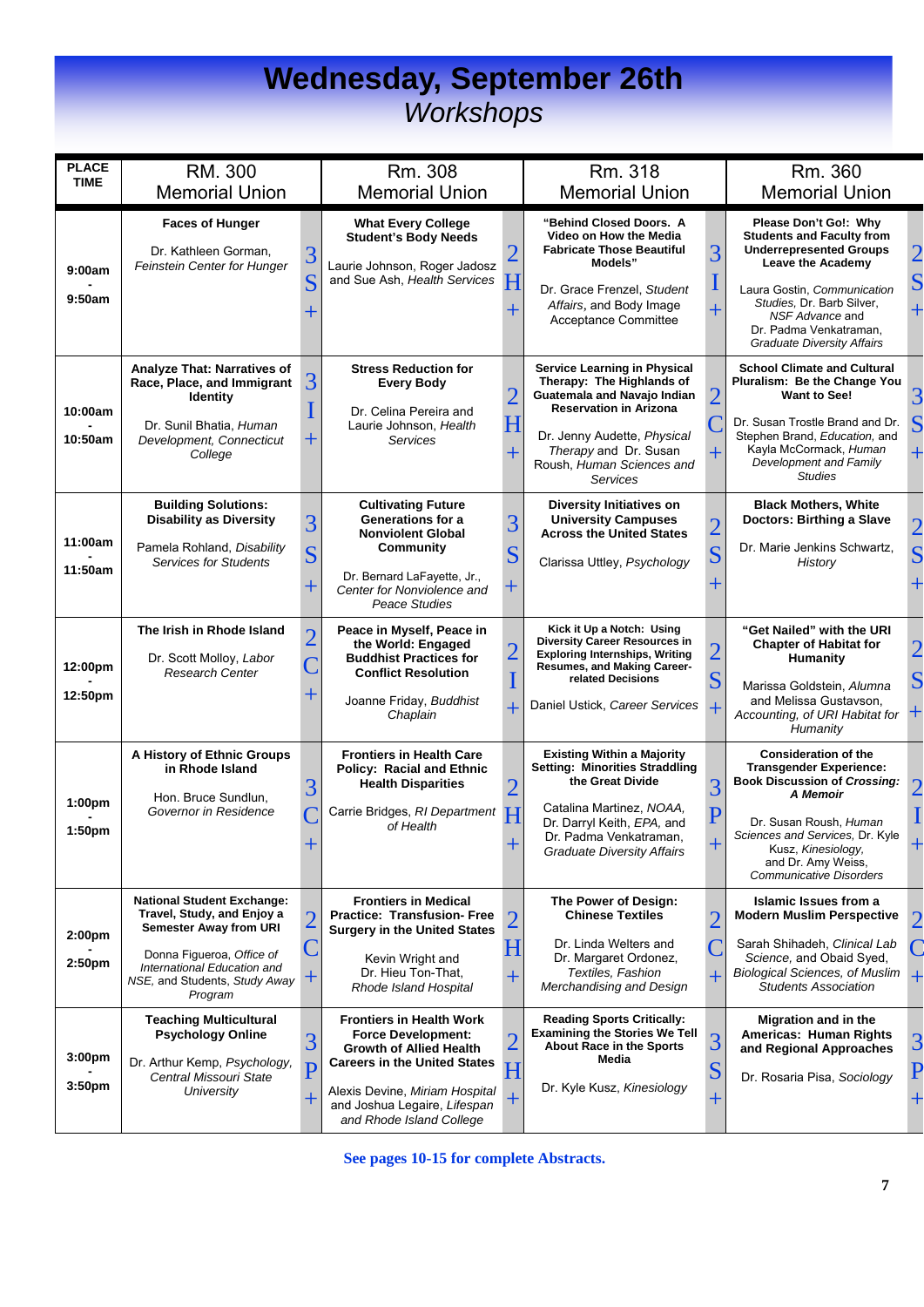# Wednesday, September 26th
## *Workshops*

| PLACE / TIME | RM. 300 Memorial Union | | Rm. 308 Memorial Union | | Rm. 318 Memorial Union | | Rm. 360 Memorial Union | |
|---|---|---|---|---|---|---|---|---|
| 9:00am - 9:50am | **Faces of Hunger**<br>Dr. Kathleen Gorman, *Feinstein Center for Hunger* | 3 S + | **What Every College Student's Body Needs**<br>Laurie Johnson, Roger Jadosz and Sue Ash, *Health Services* | 2 H + | **"Behind Closed Doors. A Video on How the Media Fabricate Those Beautiful Models"**<br>Dr. Grace Frenzel, *Student Affairs,* and Body Image Acceptance Committee | 3 I + | **Please Don't Go!: Why Students and Faculty from Underrepresented Groups Leave the Academy**<br>Laura Gostin, *Communication Studies,* Dr. Barb Silver, *NSF Advance* and Dr. Padma Venkatraman, *Graduate Diversity Affairs* | 2 S + |
| 10:00am - 10:50am | **Analyze That: Narratives of Race, Place, and Immigrant Identity**<br>Dr. Sunil Bhatia, *Human Development, Connecticut College* | 3 I + | **Stress Reduction for Every Body**<br>Dr. Celina Pereira and Laurie Johnson, *Health Services* | 2 H + | **Service Learning in Physical Therapy: The Highlands of Guatemala and Navajo Indian Reservation in Arizona**<br>Dr. Jenny Audette, *Physical Therapy* and Dr. Susan Roush, *Human Sciences and Services* | 2 C + | **School Climate and Cultural Pluralism: Be the Change You Want to See!**<br>Dr. Susan Trostle Brand and Dr. Stephen Brand, *Education,* and Kayla McCormack, *Human Development and Family Studies* | 3 S + |
| 11:00am - 11:50am | **Building Solutions: Disability as Diversity**<br>Pamela Rohland, *Disability Services for Students* | 3 S + | **Cultivating Future Generations for a Nonviolent Global Community**<br>Dr. Bernard LaFayette, Jr., *Center for Nonviolence and Peace Studies* | 3 S + | **Diversity Initiatives on University Campuses Across the United States**<br>Clarissa Uttley, *Psychology* | 2 S + | **Black Mothers, White Doctors: Birthing a Slave**<br>Dr. Marie Jenkins Schwartz, *History* | 2 S + |
| 12:00pm - 12:50pm | **The Irish in Rhode Island**<br>Dr. Scott Molloy, *Labor Research Center* | 2 C + | **Peace in Myself, Peace in the World: Engaged Buddhist Practices for Conflict Resolution**<br>Joanne Friday, *Buddhist Chaplain* | 2 I + | **Kick it Up a Notch: Using Diversity Career Resources in Exploring Internships, Writing Resumes, and Making Career-related Decisions**<br>Daniel Ustick, *Career Services* | 2 S + | **"Get Nailed" with the URI Chapter of Habitat for Humanity**<br>Marissa Goldstein, *Alumna* and Melissa Gustavson, *Accounting, of URI Habitat for Humanity* | 2 S + |
| 1:00pm - 1:50pm | **A History of Ethnic Groups in Rhode Island**<br>Hon. Bruce Sundlun, *Governor in Residence* | 3 C + | **Frontiers in Health Care Policy: Racial and Ethnic Health Disparities**<br>Carrie Bridges, *RI Department of Health* | 2 H + | **Existing Within a Majority Setting: Minorities Straddling the Great Divide**<br>Catalina Martinez, *NOAA,* Dr. Darryl Keith, *EPA,* and Dr. Padma Venkatraman, *Graduate Diversity Affairs* | 3 P + | **Consideration of the Transgender Experience: Book Discussion of *Crossing: A Memoir***<br>Dr. Susan Roush, *Human Sciences and Services,* Dr. Kyle Kusz, *Kinesiology,* and Dr. Amy Weiss, *Communicative Disorders* | 2 I + |
| 2:00pm - 2:50pm | **National Student Exchange: Travel, Study, and Enjoy a Semester Away from URI**<br>Donna Figueroa, *Office of International Education and NSE,* and Students, *Study Away Program* | 2 C + | **Frontiers in Medical Practice: Transfusion- Free Surgery in the United States**<br>Kevin Wright and Dr. Hieu Ton-That, *Rhode Island Hospital* | 2 H + | **The Power of Design: Chinese Textiles**<br>Dr. Linda Welters and Dr. Margaret Ordonez, *Textiles, Fashion Merchandising and Design* | 2 C + | **Islamic Issues from a Modern Muslim Perspective**<br>Sarah Shihadeh, *Clinical Lab Science,* and Obaid Syed, *Biological Sciences, of Muslim Students Association* | 2 C + |
| 3:00pm - 3:50pm | **Teaching Multicultural Psychology Online**<br>Dr. Arthur Kemp, *Psychology, Central Missouri State University* | 3 P + | **Frontiers in Health Work Force Development: Growth of Allied Health Careers in the United States**<br>Alexis Devine, *Miriam Hospital* and Joshua Legaire, *Lifespan and Rhode Island College* | 2 H + | **Reading Sports Critically: Examining the Stories We Tell About Race in the Sports Media**<br>Dr. Kyle Kusz, *Kinesiology* | 3 S + | **Migration and in the Americas: Human Rights and Regional Approaches**<br>Dr. Rosaria Pisa, *Sociology* | 3 P + |

See pages 10-15 for complete Abstracts.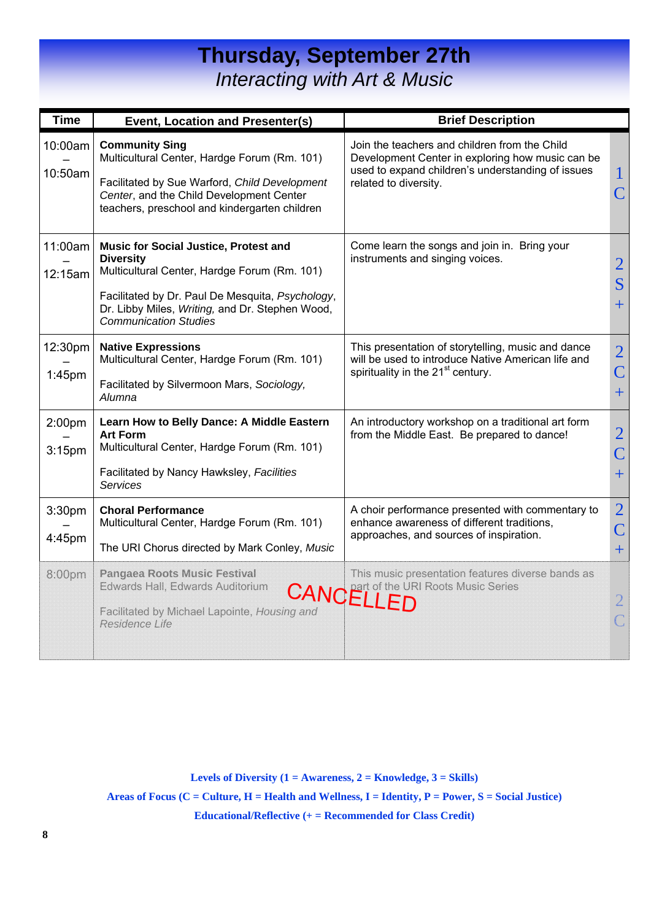# Thursday, September 27th

## *Interacting with Art & Music*

| Time | Event, Location and Presenter(s) | Brief Description | |
|---|---|---|---|
| 10:00am – 10:50am | **Community Sing**<br>Multicultural Center, Hardge Forum (Rm. 101)<br><br>Facilitated by Sue Warford, *Child Development Center*, and the Child Development Center teachers, preschool and kindergarten children | Join the teachers and children from the Child Development Center in exploring how music can be used to expand children's understanding of issues related to diversity. | 1 C |
| 11:00am – 12:15am | **Music for Social Justice, Protest and Diversity**<br>Multicultural Center, Hardge Forum (Rm. 101)<br><br>Facilitated by Dr. Paul De Mesquita, *Psychology*, Dr. Libby Miles, *Writing,* and Dr. Stephen Wood, *Communication Studies* | Come learn the songs and join in. Bring your instruments and singing voices. | 2 S + |
| 12:30pm – 1:45pm | **Native Expressions**<br>Multicultural Center, Hardge Forum (Rm. 101)<br><br>Facilitated by Silvermoon Mars, *Sociology, Alumna* | This presentation of storytelling, music and dance will be used to introduce Native American life and spirituality in the 21st century. | 2 C + |
| 2:00pm – 3:15pm | **Learn How to Belly Dance: A Middle Eastern Art Form**<br>Multicultural Center, Hardge Forum (Rm. 101)<br><br>Facilitated by Nancy Hawksley, *Facilities Services* | An introductory workshop on a traditional art form from the Middle East. Be prepared to dance! | 2 C + |
| 3:30pm – 4:45pm | **Choral Performance**<br>Multicultural Center, Hardge Forum (Rm. 101)<br><br>The URI Chorus directed by Mark Conley, *Music* | A choir performance presented with commentary to enhance awareness of different traditions, approaches, and sources of inspiration. | 2 C + |
| 8:00pm | **Pangaea Roots Music Festival**<br>Edwards Hall, Edwards Auditorium<br><br>Facilitated by Michael Lapointe, *Housing and Residence Life*<br><br>CANCELLED | This music presentation features diverse bands as part of the URI Roots Music Series | 2 C |

**Levels of Diversity (1 = Awareness, 2 = Knowledge, 3 = Skills)**

**Areas of Focus (C = Culture, H = Health and Wellness, I = Identity, P = Power, S = Social Justice)**

**Educational/Reflective (+ = Recommended for Class Credit)**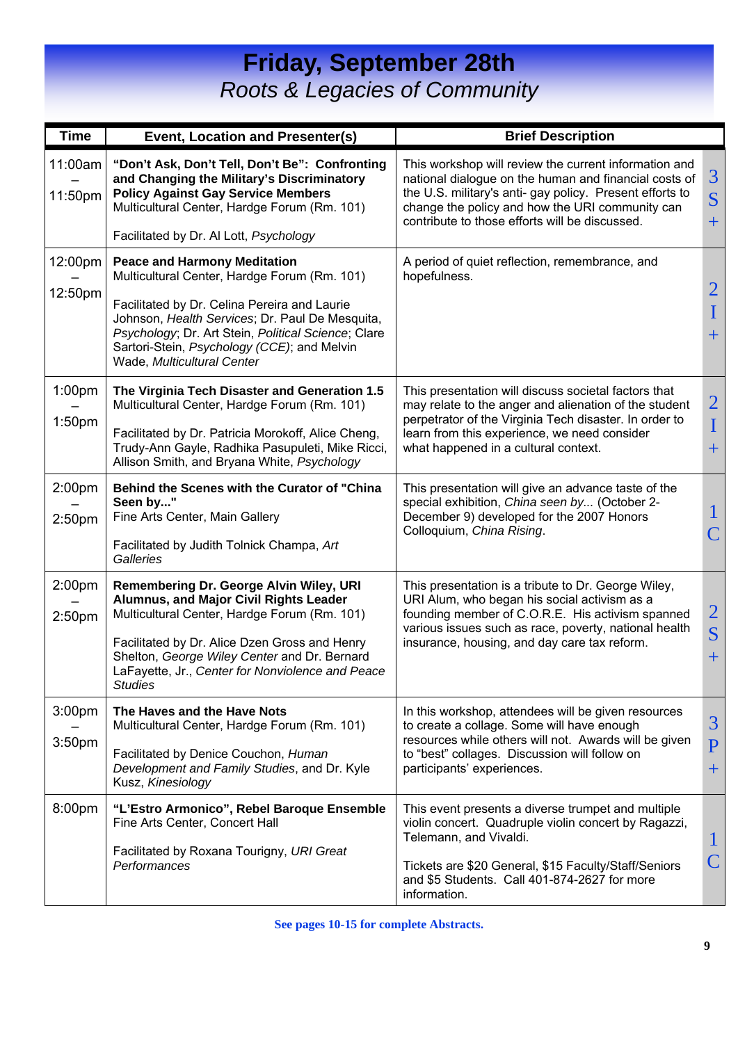# Friday, September 28th

## *Roots & Legacies of Community*

| Time | Event, Location and Presenter(s) | Brief Description | |
|---|---|---|---|
| 11:00am – 11:50pm | **"Don't Ask, Don't Tell, Don't Be": Confronting and Changing the Military's Discriminatory Policy Against Gay Service Members**<br>Multicultural Center, Hardge Forum (Rm. 101)<br><br>Facilitated by Dr. Al Lott, *Psychology* | This workshop will review the current information and national dialogue on the human and financial costs of the U.S. military's anti- gay policy. Present efforts to change the policy and how the URI community can contribute to those efforts will be discussed. | 3 S + |
| 12:00pm – 12:50pm | **Peace and Harmony Meditation**<br>Multicultural Center, Hardge Forum (Rm. 101)<br><br>Facilitated by Dr. Celina Pereira and Laurie Johnson, *Health Services*; Dr. Paul De Mesquita, *Psychology*; Dr. Art Stein, *Political Science*; Clare Sartori-Stein, *Psychology (CCE)*; and Melvin Wade, *Multicultural Center* | A period of quiet reflection, remembrance, and hopefulness. | 2 I + |
| 1:00pm – 1:50pm | **The Virginia Tech Disaster and Generation 1.5**<br>Multicultural Center, Hardge Forum (Rm. 101)<br><br>Facilitated by Dr. Patricia Morokoff, Alice Cheng, Trudy-Ann Gayle, Radhika Pasupuleti, Mike Ricci, Allison Smith, and Bryana White, *Psychology* | This presentation will discuss societal factors that may relate to the anger and alienation of the student perpetrator of the Virginia Tech disaster. In order to learn from this experience, we need consider what happened in a cultural context. | 2 I + |
| 2:00pm – 2:50pm | **Behind the Scenes with the Curator of "China Seen by..."**<br>Fine Arts Center, Main Gallery<br><br>Facilitated by Judith Tolnick Champa, *Art Galleries* | This presentation will give an advance taste of the special exhibition, *China seen by...* (October 2-December 9) developed for the 2007 Honors Colloquium, *China Rising*. | 1 C |
| 2:00pm – 2:50pm | **Remembering Dr. George Alvin Wiley, URI Alumnus, and Major Civil Rights Leader**<br>Multicultural Center, Hardge Forum (Rm. 101)<br><br>Facilitated by Dr. Alice Dzen Gross and Henry Shelton, *George Wiley Center* and Dr. Bernard LaFayette, Jr., *Center for Nonviolence and Peace Studies* | This presentation is a tribute to Dr. George Wiley, URI Alum, who began his social activism as a founding member of C.O.R.E. His activism spanned various issues such as race, poverty, national health insurance, housing, and day care tax reform. | 2 S + |
| 3:00pm – 3:50pm | **The Haves and the Have Nots**<br>Multicultural Center, Hardge Forum (Rm. 101)<br><br>Facilitated by Denice Couchon, *Human Development and Family Studies*, and Dr. Kyle Kusz, *Kinesiology* | In this workshop, attendees will be given resources to create a collage. Some will have enough resources while others will not. Awards will be given to "best" collages. Discussion will follow on participants' experiences. | 3 P + |
| 8:00pm | **"L'Estro Armonico", Rebel Baroque Ensemble**<br>Fine Arts Center, Concert Hall<br><br>Facilitated by Roxana Tourigny, *URI Great Performances* | This event presents a diverse trumpet and multiple violin concert. Quadruple violin concert by Ragazzi, Telemann, and Vivaldi.<br><br>Tickets are $20 General, $15 Faculty/Staff/Seniors and $5 Students. Call 401-874-2627 for more information. | 1 C |

**See pages 10-15 for complete Abstracts.**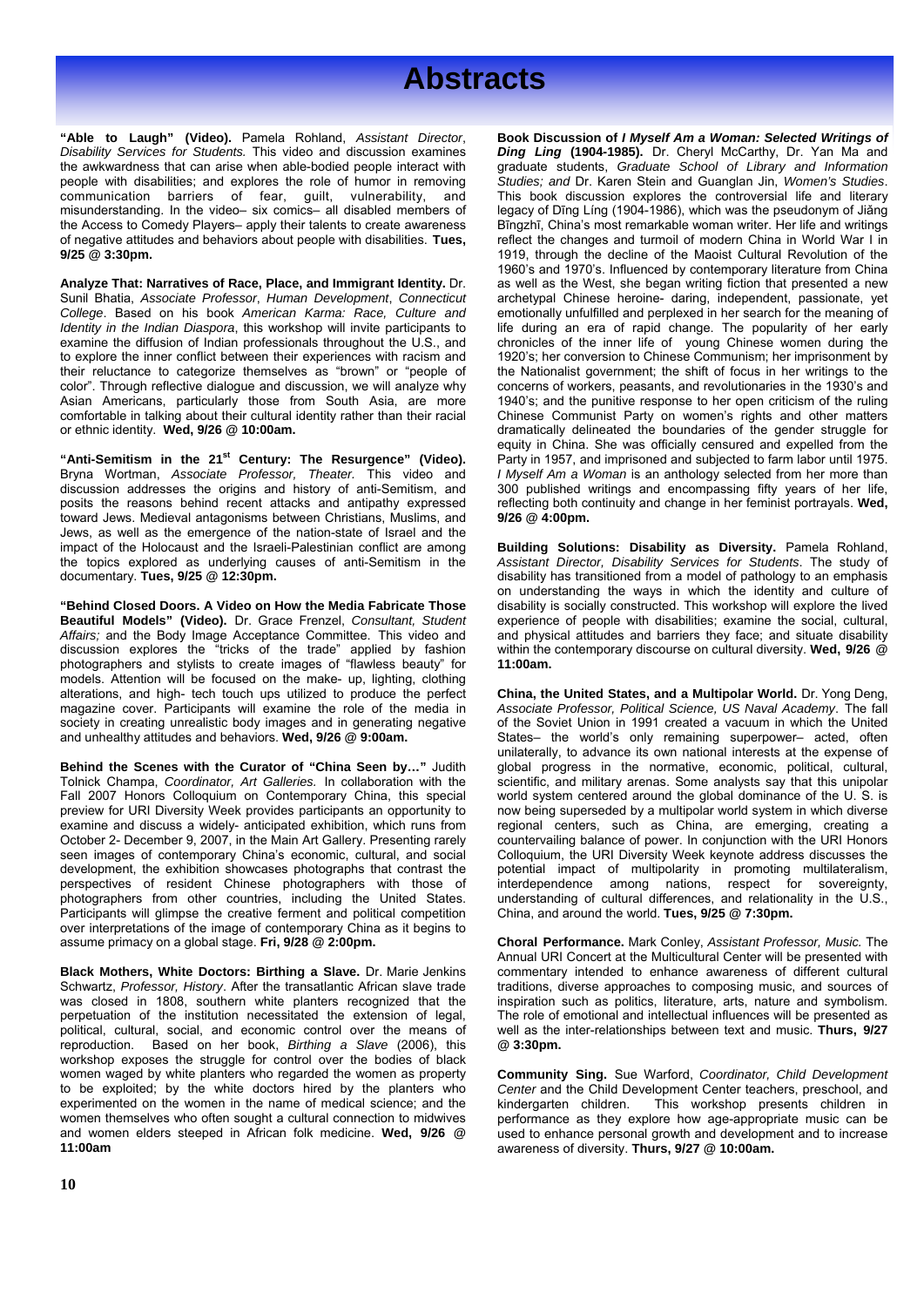# Abstracts

**"Able to Laugh" (Video).** Pamela Rohland, *Assistant Director*, *Disability Services for Students.* This video and discussion examines the awkwardness that can arise when able-bodied people interact with people with disabilities; and explores the role of humor in removing communication barriers of fear, guilt, vulnerability, and misunderstanding. In the video– six comics– all disabled members of the Access to Comedy Players– apply their talents to create awareness of negative attitudes and behaviors about people with disabilities. **Tues, 9/25 @ 3:30pm.**

**Analyze That: Narratives of Race, Place, and Immigrant Identity.** Dr. Sunil Bhatia, *Associate Professor*, *Human Development*, *Connecticut College*. Based on his book *American Karma: Race, Culture and Identity in the Indian Diaspora*, this workshop will invite participants to examine the diffusion of Indian professionals throughout the U.S., and to explore the inner conflict between their experiences with racism and their reluctance to categorize themselves as "brown" or "people of color". Through reflective dialogue and discussion, we will analyze why Asian Americans, particularly those from South Asia, are more comfortable in talking about their cultural identity rather than their racial or ethnic identity. **Wed, 9/26 @ 10:00am.**

**"Anti-Semitism in the 21st Century: The Resurgence" (Video).** Bryna Wortman, *Associate Professor, Theater.* This video and discussion addresses the origins and history of anti-Semitism, and posits the reasons behind recent attacks and antipathy expressed toward Jews. Medieval antagonisms between Christians, Muslims, and Jews, as well as the emergence of the nation-state of Israel and the impact of the Holocaust and the Israeli-Palestinian conflict are among the topics explored as underlying causes of anti-Semitism in the documentary. **Tues, 9/25 @ 12:30pm.**

**"Behind Closed Doors. A Video on How the Media Fabricate Those Beautiful Models" (Video).** Dr. Grace Frenzel, *Consultant, Student Affairs;* and the Body Image Acceptance Committee. This video and discussion explores the "tricks of the trade" applied by fashion photographers and stylists to create images of "flawless beauty" for models. Attention will be focused on the make- up, lighting, clothing alterations, and high- tech touch ups utilized to produce the perfect magazine cover. Participants will examine the role of the media in society in creating unrealistic body images and in generating negative and unhealthy attitudes and behaviors. **Wed, 9/26 @ 9:00am.**

**Behind the Scenes with the Curator of "China Seen by…"** Judith Tolnick Champa, *Coordinator, Art Galleries.* In collaboration with the Fall 2007 Honors Colloquium on Contemporary China, this special preview for URI Diversity Week provides participants an opportunity to examine and discuss a widely- anticipated exhibition, which runs from October 2- December 9, 2007, in the Main Art Gallery. Presenting rarely seen images of contemporary China's economic, cultural, and social development, the exhibition showcases photographs that contrast the perspectives of resident Chinese photographers with those of photographers from other countries, including the United States. Participants will glimpse the creative ferment and political competition over interpretations of the image of contemporary China as it begins to assume primacy on a global stage. **Fri, 9/28 @ 2:00pm.**

**Black Mothers, White Doctors: Birthing a Slave.** Dr. Marie Jenkins Schwartz, *Professor, History*. After the transatlantic African slave trade was closed in 1808, southern white planters recognized that the perpetuation of the institution necessitated the extension of legal, political, cultural, social, and economic control over the means of reproduction. Based on her book, *Birthing a Slave* (2006), this workshop exposes the struggle for control over the bodies of black women waged by white planters who regarded the women as property to be exploited; by the white doctors hired by the planters who experimented on the women in the name of medical science; and the women themselves who often sought a cultural connection to midwives and women elders steeped in African folk medicine. **Wed, 9/26 @ 11:00am**

**Book Discussion of *I Myself Am a Woman: Selected Writings of Ding Ling* (1904-1985).** Dr. Cheryl McCarthy, Dr. Yan Ma and graduate students, *Graduate School of Library and Information Studies; and* Dr. Karen Stein and Guanglan Jin, *Women's Studies*. This book discussion explores the controversial life and literary legacy of Dīng Líng (1904-1986), which was the pseudonym of Jiǎng Bīngzhī, China's most remarkable woman writer. Her life and writings reflect the changes and turmoil of modern China in World War I in 1919, through the decline of the Maoist Cultural Revolution of the 1960's and 1970's. Influenced by contemporary literature from China as well as the West, she began writing fiction that presented a new archetypal Chinese heroine- daring, independent, passionate, yet emotionally unfulfilled and perplexed in her search for the meaning of life during an era of rapid change. The popularity of her early chronicles of the inner life of young Chinese women during the 1920's; her conversion to Chinese Communism; her imprisonment by the Nationalist government; the shift of focus in her writings to the concerns of workers, peasants, and revolutionaries in the 1930's and 1940's; and the punitive response to her open criticism of the ruling Chinese Communist Party on women's rights and other matters dramatically delineated the boundaries of the gender struggle for equity in China. She was officially censured and expelled from the Party in 1957, and imprisoned and subjected to farm labor until 1975. *I Myself Am a Woman* is an anthology selected from her more than 300 published writings and encompassing fifty years of her life, reflecting both continuity and change in her feminist portrayals. **Wed, 9/26 @ 4:00pm.**

**Building Solutions: Disability as Diversity.** Pamela Rohland, *Assistant Director, Disability Services for Students*. The study of disability has transitioned from a model of pathology to an emphasis on understanding the ways in which the identity and culture of disability is socially constructed. This workshop will explore the lived experience of people with disabilities; examine the social, cultural, and physical attitudes and barriers they face; and situate disability within the contemporary discourse on cultural diversity. **Wed, 9/26 @ 11:00am.**

**China, the United States, and a Multipolar World.** Dr. Yong Deng, *Associate Professor, Political Science, US Naval Academy*. The fall of the Soviet Union in 1991 created a vacuum in which the United States– the world's only remaining superpower– acted, often unilaterally, to advance its own national interests at the expense of global progress in the normative, economic, political, cultural, scientific, and military arenas. Some analysts say that this unipolar world system centered around the global dominance of the U. S. is now being superseded by a multipolar world system in which diverse regional centers, such as China, are emerging, creating a countervailing balance of power. In conjunction with the URI Honors Colloquium, the URI Diversity Week keynote address discusses the potential impact of multipolarity in promoting multilateralism, interdependence among nations, respect for sovereignty, understanding of cultural differences, and relationality in the U.S., China, and around the world. **Tues, 9/25 @ 7:30pm.**

**Choral Performance.** Mark Conley, *Assistant Professor, Music.* The Annual URI Concert at the Multicultural Center will be presented with commentary intended to enhance awareness of different cultural traditions, diverse approaches to composing music, and sources of inspiration such as politics, literature, arts, nature and symbolism. The role of emotional and intellectual influences will be presented as well as the inter-relationships between text and music. **Thurs, 9/27 @ 3:30pm.**

**Community Sing.** Sue Warford, *Coordinator, Child Development Center* and the Child Development Center teachers, preschool, and kindergarten children. This workshop presents children in performance as they explore how age-appropriate music can be used to enhance personal growth and development and to increase awareness of diversity. **Thurs, 9/27 @ 10:00am.**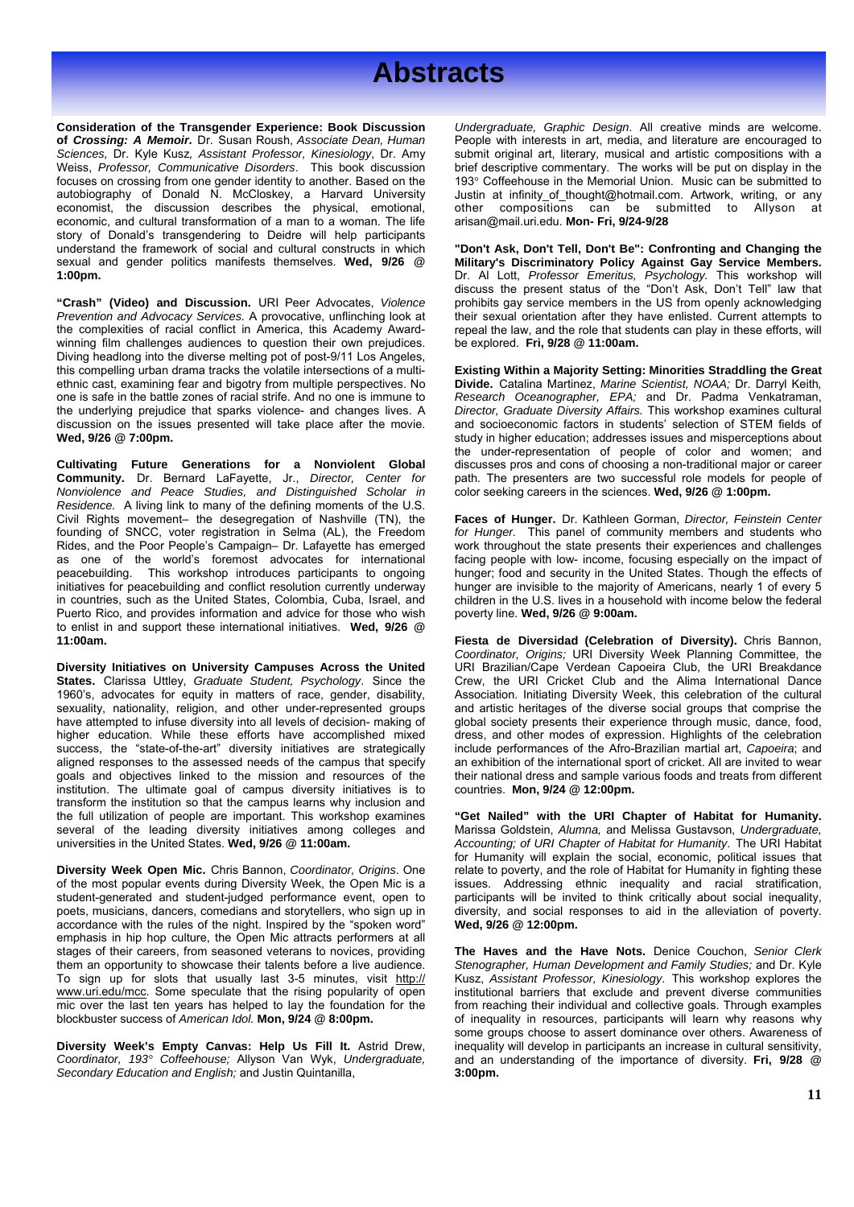# Abstracts

**Consideration of the Transgender Experience: Book Discussion of *Crossing: A Memoir*.** Dr. Susan Roush, *Associate Dean, Human Sciences,* Dr. Kyle Kusz*, Assistant Professor, Kinesiology*, Dr. Amy Weiss, *Professor, Communicative Disorders*. This book discussion focuses on crossing from one gender identity to another. Based on the autobiography of Donald N. McCloskey, a Harvard University economist, the discussion describes the physical, emotional, economic, and cultural transformation of a man to a woman. The life story of Donald's transgendering to Deidre will help participants understand the framework of social and cultural constructs in which sexual and gender politics manifests themselves. **Wed, 9/26 @ 1:00pm.**

**"Crash" (Video) and Discussion.** URI Peer Advocates, *Violence Prevention and Advocacy Services.* A provocative, unflinching look at the complexities of racial conflict in America, this Academy Award-winning film challenges audiences to question their own prejudices. Diving headlong into the diverse melting pot of post-9/11 Los Angeles, this compelling urban drama tracks the volatile intersections of a multi-ethnic cast, examining fear and bigotry from multiple perspectives. No one is safe in the battle zones of racial strife. And no one is immune to the underlying prejudice that sparks violence- and changes lives. A discussion on the issues presented will take place after the movie. **Wed, 9/26 @ 7:00pm.**

**Cultivating Future Generations for a Nonviolent Global Community.** Dr. Bernard LaFayette, Jr., *Director, Center for Nonviolence and Peace Studies, and Distinguished Scholar in Residence.* A living link to many of the defining moments of the U.S. Civil Rights movement– the desegregation of Nashville (TN), the founding of SNCC, voter registration in Selma (AL), the Freedom Rides, and the Poor People's Campaign– Dr. Lafayette has emerged as one of the world's foremost advocates for international peacebuilding. This workshop introduces participants to ongoing initiatives for peacebuilding and conflict resolution currently underway in countries, such as the United States, Colombia, Cuba, Israel, and Puerto Rico, and provides information and advice for those who wish to enlist in and support these international initiatives. **Wed, 9/26 @ 11:00am.**

**Diversity Initiatives on University Campuses Across the United States.** Clarissa Uttley, *Graduate Student, Psychology*. Since the 1960's, advocates for equity in matters of race, gender, disability, sexuality, nationality, religion, and other under-represented groups have attempted to infuse diversity into all levels of decision- making of higher education. While these efforts have accomplished mixed success, the "state-of-the-art" diversity initiatives are strategically aligned responses to the assessed needs of the campus that specify goals and objectives linked to the mission and resources of the institution. The ultimate goal of campus diversity initiatives is to transform the institution so that the campus learns why inclusion and the full utilization of people are important. This workshop examines several of the leading diversity initiatives among colleges and universities in the United States. **Wed, 9/26 @ 11:00am.**

**Diversity Week Open Mic.** Chris Bannon, *Coordinator, Origins*. One of the most popular events during Diversity Week, the Open Mic is a student-generated and student-judged performance event, open to poets, musicians, dancers, comedians and storytellers, who sign up in accordance with the rules of the night. Inspired by the "spoken word" emphasis in hip hop culture, the Open Mic attracts performers at all stages of their careers, from seasoned veterans to novices, providing them an opportunity to showcase their talents before a live audience. To sign up for slots that usually last 3-5 minutes, visit http://www.uri.edu/mcc. Some speculate that the rising popularity of open mic over the last ten years has helped to lay the foundation for the blockbuster success of *American Idol.* **Mon, 9/24 @ 8:00pm.**

**Diversity Week's Empty Canvas: Help Us Fill It.** Astrid Drew, *Coordinator, 193° Coffeehouse;* Allyson Van Wyk, *Undergraduate, Secondary Education and English;* and Justin Quintanilla, *Undergraduate, Graphic Design*. All creative minds are welcome. People with interests in art, media, and literature are encouraged to submit original art, literary, musical and artistic compositions with a brief descriptive commentary. The works will be put on display in the 193° Coffeehouse in the Memorial Union. Music can be submitted to Justin at infinity_of_thought@hotmail.com. Artwork, writing, or any other compositions can be submitted to Allyson at arisan@mail.uri.edu. **Mon- Fri, 9/24-9/28**

**"Don't Ask, Don't Tell, Don't Be": Confronting and Changing the Military's Discriminatory Policy Against Gay Service Members.** Dr. Al Lott, *Professor Emeritus, Psychology.* This workshop will discuss the present status of the "Don't Ask, Don't Tell" law that prohibits gay service members in the US from openly acknowledging their sexual orientation after they have enlisted. Current attempts to repeal the law, and the role that students can play in these efforts, will be explored. **Fri, 9/28 @ 11:00am.**

**Existing Within a Majority Setting: Minorities Straddling the Great Divide.** Catalina Martinez, *Marine Scientist, NOAA;* Dr. Darryl Keith*, Research Oceanographer, EPA;* and Dr. Padma Venkatraman, *Director, Graduate Diversity Affairs.* This workshop examines cultural and socioeconomic factors in students' selection of STEM fields of study in higher education; addresses issues and misperceptions about the under-representation of people of color and women; and discusses pros and cons of choosing a non-traditional major or career path. The presenters are two successful role models for people of color seeking careers in the sciences. **Wed, 9/26 @ 1:00pm.**

**Faces of Hunger.** Dr. Kathleen Gorman, *Director, Feinstein Center for Hunger.* This panel of community members and students who work throughout the state presents their experiences and challenges facing people with low- income, focusing especially on the impact of hunger; food and security in the United States. Though the effects of hunger are invisible to the majority of Americans, nearly 1 of every 5 children in the U.S. lives in a household with income below the federal poverty line. **Wed, 9/26 @ 9:00am.**

**Fiesta de Diversidad (Celebration of Diversity).** Chris Bannon, *Coordinator, Origins;* URI Diversity Week Planning Committee, the URI Brazilian/Cape Verdean Capoeira Club, the URI Breakdance Crew, the URI Cricket Club and the Alima International Dance Association. Initiating Diversity Week, this celebration of the cultural and artistic heritages of the diverse social groups that comprise the global society presents their experience through music, dance, food, dress, and other modes of expression. Highlights of the celebration include performances of the Afro-Brazilian martial art, *Capoeira*; and an exhibition of the international sport of cricket. All are invited to wear their national dress and sample various foods and treats from different countries. **Mon, 9/24 @ 12:00pm.**

**"Get Nailed" with the URI Chapter of Habitat for Humanity.** Marissa Goldstein, *Alumna,* and Melissa Gustavson, *Undergraduate, Accounting; of URI Chapter of Habitat for Humanity*. The URI Habitat for Humanity will explain the social, economic, political issues that relate to poverty, and the role of Habitat for Humanity in fighting these issues. Addressing ethnic inequality and racial stratification, participants will be invited to think critically about social inequality, diversity, and social responses to aid in the alleviation of poverty. **Wed, 9/26 @ 12:00pm.**

**The Haves and the Have Nots.** Denice Couchon, *Senior Clerk Stenographer, Human Development and Family Studies;* and Dr. Kyle Kusz, *Assistant Professor, Kinesiology*. This workshop explores the institutional barriers that exclude and prevent diverse communities from reaching their individual and collective goals. Through examples of inequality in resources, participants will learn why reasons why some groups choose to assert dominance over others. Awareness of inequality will develop in participants an increase in cultural sensitivity, and an understanding of the importance of diversity. **Fri, 9/28 @ 3:00pm.**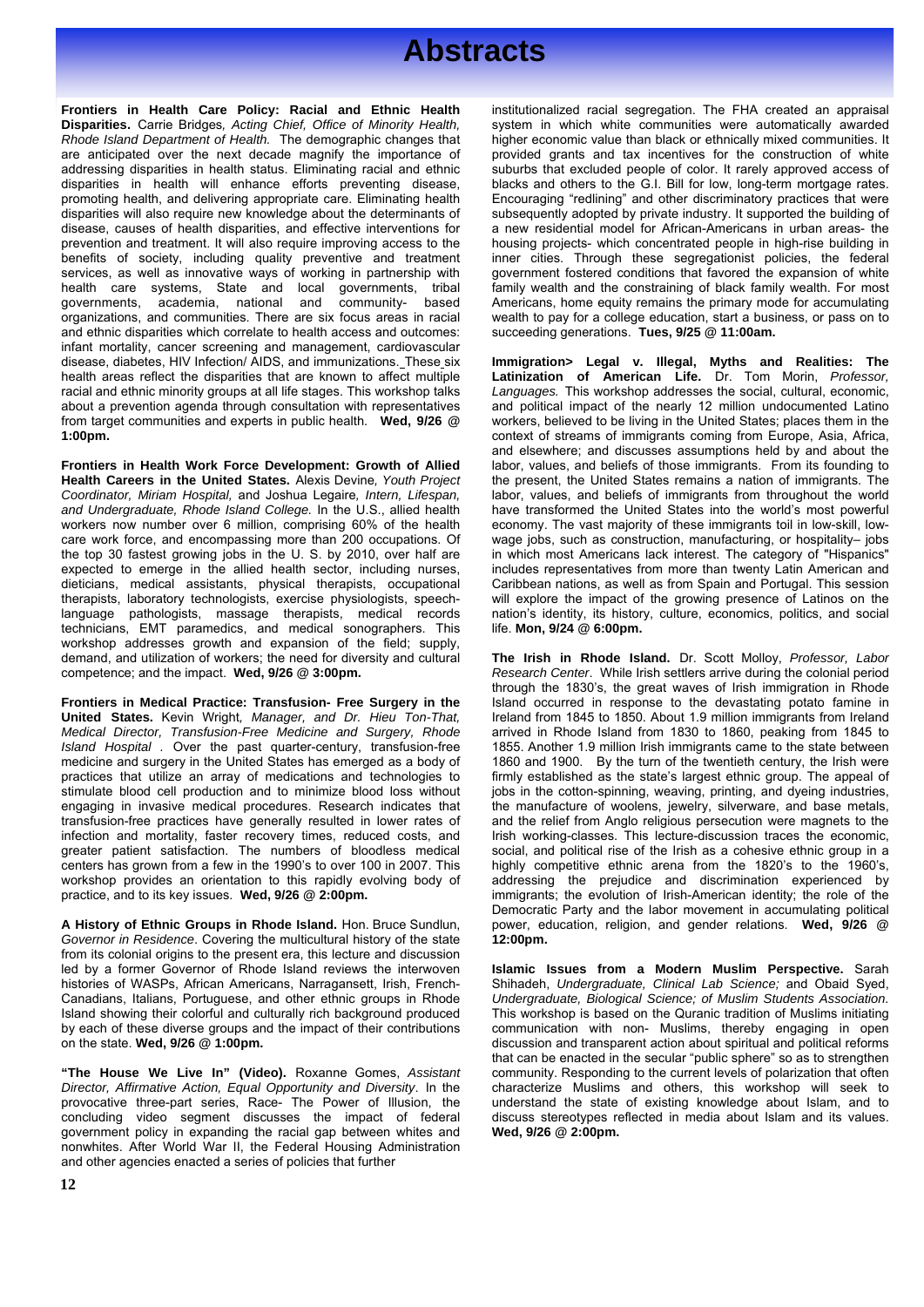# Abstracts

**Frontiers in Health Care Policy: Racial and Ethnic Health Disparities.** Carrie Bridges*, Acting Chief, Office of Minority Health, Rhode Island Department of Health.* The demographic changes that are anticipated over the next decade magnify the importance of addressing disparities in health status. Eliminating racial and ethnic disparities in health will enhance efforts preventing disease, promoting health, and delivering appropriate care. Eliminating health disparities will also require new knowledge about the determinants of disease, causes of health disparities, and effective interventions for prevention and treatment. It will also require improving access to the benefits of society, including quality preventive and treatment services, as well as innovative ways of working in partnership with health care systems, State and local governments, tribal governments, academia, national and community- based organizations, and communities. There are six focus areas in racial and ethnic disparities which correlate to health access and outcomes: infant mortality, cancer screening and management, cardiovascular disease, diabetes, HIV Infection/ AIDS, and immunizations. These six health areas reflect the disparities that are known to affect multiple racial and ethnic minority groups at all life stages. This workshop talks about a prevention agenda through consultation with representatives from target communities and experts in public health. **Wed, 9/26 @ 1:00pm.**

**Frontiers in Health Work Force Development: Growth of Allied Health Careers in the United States.** Alexis Devine*, Youth Project Coordinator, Miriam Hospital,* and Joshua Legaire*, Intern, Lifespan, and Undergraduate, Rhode Island College.* In the U.S., allied health workers now number over 6 million, comprising 60% of the health care work force, and encompassing more than 200 occupations. Of the top 30 fastest growing jobs in the U. S. by 2010, over half are expected to emerge in the allied health sector, including nurses, dieticians, medical assistants, physical therapists, occupational therapists, laboratory technologists, exercise physiologists, speech-language pathologists, massage therapists, medical records technicians, EMT paramedics, and medical sonographers. This workshop addresses growth and expansion of the field; supply, demand, and utilization of workers; the need for diversity and cultural competence; and the impact. **Wed, 9/26 @ 3:00pm.**

**Frontiers in Medical Practice: Transfusion- Free Surgery in the United States.** Kevin Wright*, Manager, and Dr. Hieu Ton-That, Medical Director, Transfusion-Free Medicine and Surgery, Rhode Island Hospital* . Over the past quarter-century, transfusion-free medicine and surgery in the United States has emerged as a body of practices that utilize an array of medications and technologies to stimulate blood cell production and to minimize blood loss without engaging in invasive medical procedures. Research indicates that transfusion-free practices have generally resulted in lower rates of infection and mortality, faster recovery times, reduced costs, and greater patient satisfaction. The numbers of bloodless medical centers has grown from a few in the 1990's to over 100 in 2007. This workshop provides an orientation to this rapidly evolving body of practice, and to its key issues. **Wed, 9/26 @ 2:00pm.**

**A History of Ethnic Groups in Rhode Island.** Hon. Bruce Sundlun, *Governor in Residence*. Covering the multicultural history of the state from its colonial origins to the present era, this lecture and discussion led by a former Governor of Rhode Island reviews the interwoven histories of WASPs, African Americans, Narragansett, Irish, French-Canadians, Italians, Portuguese, and other ethnic groups in Rhode Island showing their colorful and culturally rich background produced by each of these diverse groups and the impact of their contributions on the state. **Wed, 9/26 @ 1:00pm.**

**"The House We Live In" (Video).** Roxanne Gomes, *Assistant Director, Affirmative Action, Equal Opportunity and Diversity*. In the provocative three-part series, Race- The Power of Illusion, the concluding video segment discusses the impact of federal government policy in expanding the racial gap between whites and nonwhites. After World War II, the Federal Housing Administration and other agencies enacted a series of policies that further institutionalized racial segregation. The FHA created an appraisal system in which white communities were automatically awarded higher economic value than black or ethnically mixed communities. It provided grants and tax incentives for the construction of white suburbs that excluded people of color. It rarely approved access of blacks and others to the G.I. Bill for low, long-term mortgage rates. Encouraging "redlining" and other discriminatory practices that were subsequently adopted by private industry. It supported the building of a new residential model for African-Americans in urban areas- the housing projects- which concentrated people in high-rise building in inner cities. Through these segregationist policies, the federal government fostered conditions that favored the expansion of white family wealth and the constraining of black family wealth. For most Americans, home equity remains the primary mode for accumulating wealth to pay for a college education, start a business, or pass on to succeeding generations. **Tues, 9/25 @ 11:00am.**

**Immigration> Legal v. Illegal, Myths and Realities: The Latinization of American Life.** Dr. Tom Morin, *Professor, Languages.* This workshop addresses the social, cultural, economic, and political impact of the nearly 12 million undocumented Latino workers, believed to be living in the United States; places them in the context of streams of immigrants coming from Europe, Asia, Africa, and elsewhere; and discusses assumptions held by and about the labor, values, and beliefs of those immigrants. From its founding to the present, the United States remains a nation of immigrants. The labor, values, and beliefs of immigrants from throughout the world have transformed the United States into the world's most powerful economy. The vast majority of these immigrants toil in low-skill, low-wage jobs, such as construction, manufacturing, or hospitality– jobs in which most Americans lack interest. The category of "Hispanics" includes representatives from more than twenty Latin American and Caribbean nations, as well as from Spain and Portugal. This session will explore the impact of the growing presence of Latinos on the nation's identity, its history, culture, economics, politics, and social life. **Mon, 9/24 @ 6:00pm.**

**The Irish in Rhode Island.** Dr. Scott Molloy, *Professor, Labor Research Center*. While Irish settlers arrive during the colonial period through the 1830's, the great waves of Irish immigration in Rhode Island occurred in response to the devastating potato famine in Ireland from 1845 to 1850. About 1.9 million immigrants from Ireland arrived in Rhode Island from 1830 to 1860, peaking from 1845 to 1855. Another 1.9 million Irish immigrants came to the state between 1860 and 1900. By the turn of the twentieth century, the Irish were firmly established as the state's largest ethnic group. The appeal of jobs in the cotton-spinning, weaving, printing, and dyeing industries, the manufacture of woolens, jewelry, silverware, and base metals, and the relief from Anglo religious persecution were magnets to the Irish working-classes. This lecture-discussion traces the economic, social, and political rise of the Irish as a cohesive ethnic group in a highly competitive ethnic arena from the 1820's to the 1960's, addressing the prejudice and discrimination experienced by immigrants; the evolution of Irish-American identity; the role of the Democratic Party and the labor movement in accumulating political power, education, religion, and gender relations. **Wed, 9/26 @ 12:00pm.**

**Islamic Issues from a Modern Muslim Perspective.** Sarah Shihadeh, *Undergraduate, Clinical Lab Science;* and Obaid Syed, *Undergraduate, Biological Science; of Muslim Students Association.* This workshop is based on the Quranic tradition of Muslims initiating communication with non- Muslims, thereby engaging in open discussion and transparent action about spiritual and political reforms that can be enacted in the secular "public sphere" so as to strengthen community. Responding to the current levels of polarization that often characterize Muslims and others, this workshop will seek to understand the state of existing knowledge about Islam, and to discuss stereotypes reflected in media about Islam and its values. **Wed, 9/26 @ 2:00pm.**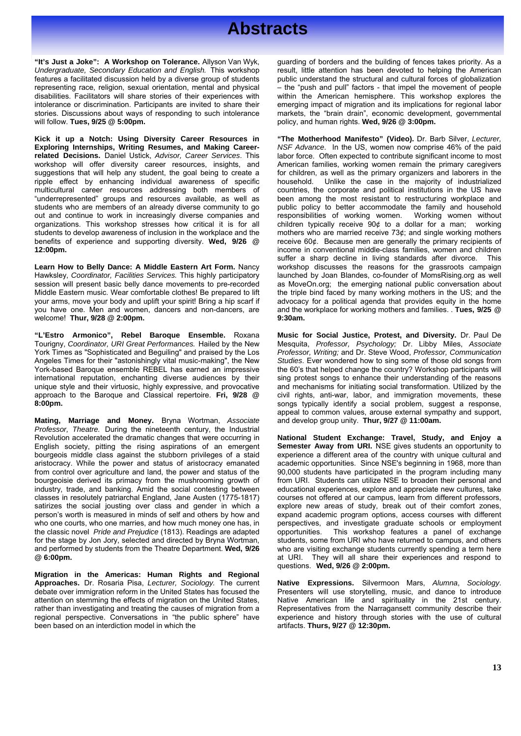# Abstracts

**"It's Just a Joke": A Workshop on Tolerance.** Allyson Van Wyk, *Undergraduate, Secondary Education and English.* This workshop features a facilitated discussion held by a diverse group of students representing race, religion, sexual orientation, mental and physical disabilities. Facilitators will share stories of their experiences with intolerance or discrimination. Participants are invited to share their stories. Discussions about ways of responding to such intolerance will follow. **Tues, 9/25 @ 5:00pm.**

**Kick it up a Notch: Using Diversity Career Resources in Exploring Internships, Writing Resumes, and Making Career-related Decisions.** Daniel Ustick, *Advisor, Career Services*. This workshop will offer diversity career resources, insights, and suggestions that will help any student, the goal being to create a ripple effect by enhancing individual awareness of specific multicultural career resources addressing both members of "underrepresented" groups and resources available, as well as students who are members of an already diverse community to go out and continue to work in increasingly diverse companies and organizations. This workshop stresses how critical it is for all students to develop awareness of inclusion in the workplace and the benefits of experience and supporting diversity. **Wed, 9/26 @ 12:00pm.**

**Learn How to Belly Dance: A Middle Eastern Art Form.** Nancy Hawksley, *Coordinator, Facilities Services.* This highly participatory session will present basic belly dance movements to pre-recorded Middle Eastern music. Wear comfortable clothes! Be prepared to lift your arms, move your body and uplift your spirit! Bring a hip scarf if you have one. Men and women, dancers and non-dancers, are welcome! **Thur, 9/28 @ 2:00pm.**

**"L'Estro Armonico", Rebel Baroque Ensemble.** Roxana Tourigny, *Coordinator, URI Great Performances.* Hailed by the New York Times as "Sophisticated and Beguiling" and praised by the Los Angeles Times for their "astonishingly vital music-making", the New York-based Baroque ensemble REBEL has earned an impressive international reputation, enchanting diverse audiences by their unique style and their virtuosic, highly expressive, and provocative approach to the Baroque and Classical repertoire. **Fri, 9/28 @ 8:00pm.**

**Mating, Marriage and Money.** Bryna Wortman, *Associate Professor, Theatre.* During the nineteenth century, the Industrial Revolution accelerated the dramatic changes that were occurring in English society, pitting the rising aspirations of an emergent bourgeois middle class against the stubborn privileges of a staid aristocracy. While the power and status of aristocracy emanated from control over agriculture and land, the power and status of the bourgeoisie derived its primacy from the mushrooming growth of industry, trade, and banking. Amid the social contesting between classes in resolutely patriarchal England, Jane Austen (1775-1817) satirizes the social jousting over class and gender in which a person's worth is measured in minds of self and others by how and who one courts, who one marries, and how much money one has, in the classic novel *Pride and Prejudice* (1813). Readings are adapted for the stage by Jon Jory, selected and directed by Bryna Wortman, and performed by students from the Theatre Department. **Wed, 9/26 @ 6:00pm.**

**Migration in the Americas: Human Rights and Regional Approaches.** Dr. Rosaria Pisa, *Lecturer, Sociology.* The current debate over immigration reform in the United States has focused the attention on stemming the effects of migration on the United States, rather than investigating and treating the causes of migration from a regional perspective. Conversations in "the public sphere" have been based on an interdiction model in which the guarding of borders and the building of fences takes priority. As a result, little attention has been devoted to helping the American public understand the structural and cultural forces of globalization – the "push and pull" factors - that impel the movement of people within the American hemisphere. This workshop explores the emerging impact of migration and its implications for regional labor markets, the "brain drain", economic development, governmental policy, and human rights. **Wed, 9/26 @ 3:00pm.**

**"The Motherhood Manifesto" (Video).** Dr. Barb Silver, *Lecturer, NSF Advance*. In the US, women now comprise 46% of the paid labor force. Often expected to contribute significant income to most American families, working women remain the primary caregivers for children, as well as the primary organizers and laborers in the household. Unlike the case in the majority of industrialized countries, the corporate and political institutions in the US have been among the most resistant to restructuring workplace and public policy to better accommodate the family and household responsibilities of working women. Working women without children typically receive 90¢ to a dollar for a man; working mothers who are married receive 73¢; and single working mothers receive 60¢. Because men are generally the primary recipients of income in conventional middle-class families, women and children suffer a sharp decline in living standards after divorce. This workshop discusses the reasons for the grassroots campaign launched by Joan Blandes, co-founder of MomsRising.org as well as MoveOn.org; the emerging national public conversation about the triple bind faced by many working mothers in the US; and the advocacy for a political agenda that provides equity in the home and the workplace for working mothers and families. . **Tues, 9/25 @ 9:30am.**

**Music for Social Justice, Protest, and Diversity.** Dr. Paul De Mesquita, *Professor, Psychology;* Dr. Libby Miles, *Associate Professor, Writing;* and Dr. Steve Wood, *Professor, Communication Studies*. Ever wondered how to sing some of those old songs from the 60's that helped change the country? Workshop participants will sing protest songs to enhance their understanding of the reasons and mechanisms for initiating social transformation. Utilized by the civil rights, anti-war, labor, and immigration movements, these songs typically identify a social problem, suggest a response, appeal to common values, arouse external sympathy and support, and develop group unity. **Thur, 9/27 @ 11:00am.**

**National Student Exchange: Travel, Study, and Enjoy a Semester Away from URI.** NSE gives students an opportunity to experience a different area of the country with unique cultural and academic opportunities. Since NSE's beginning in 1968, more than 90,000 students have participated in the program including many from URI. Students can utilize NSE to broaden their personal and educational experiences, explore and appreciate new cultures, take courses not offered at our campus, learn from different professors, explore new areas of study, break out of their comfort zones, expand academic program options, access courses with different perspectives, and investigate graduate schools or employment opportunities. This workshop features a panel of exchange students, some from URI who have returned to campus, and others who are visiting exchange students currently spending a term here at URI. They will all share their experiences and respond to questions. **Wed, 9/26 @ 2:00pm.**

**Native Expressions.** Silvermoon Mars, *Alumna*, *Sociology*. Presenters will use storytelling, music, and dance to introduce Native American life and spirituality in the 21st century. Representatives from the Narragansett community describe their experience and history through stories with the use of cultural artifacts. **Thurs, 9/27 @ 12:30pm.**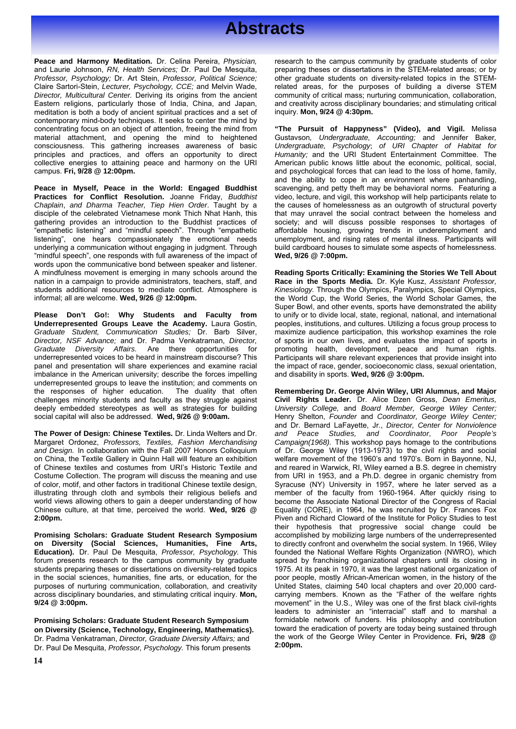# Abstracts

**Peace and Harmony Meditation.** Dr. Celina Pereira, *Physician,* and Laurie Johnson, *RN, Health Services;* Dr. Paul De Mesquita, *Professor, Psychology;* Dr. Art Stein, *Professor, Political Science;* Claire Sartori-Stein, *Lecturer, Psychology, CCE;* and Melvin Wade, *Director, Multicultural Center.* Deriving its origins from the ancient Eastern religions, particularly those of India, China, and Japan, meditation is both a body of ancient spiritual practices and a set of contemporary mind-body techniques. It seeks to center the mind by concentrating focus on an object of attention, freeing the mind from material attachment, and opening the mind to heightened consciousness. This gathering increases awareness of basic principles and practices, and offers an opportunity to direct collective energies to attaining peace and harmony on the URI campus. **Fri, 9/28 @ 12:00pm.**

**Peace in Myself, Peace in the World: Engaged Buddhist Practices for Conflict Resolution.** Joanne Friday, *Buddhist Chaplain*, *and Dharma Teacher, Tiep Hien Order*. Taught by a disciple of the celebrated Vietnamese monk Thich Nhat Hanh, this gathering provides an introduction to the Buddhist practices of "empathetic listening" and "mindful speech". Through "empathetic listening", one hears compassionately the emotional needs underlying a communication without engaging in judgment. Through "mindful speech", one responds with full awareness of the impact of words upon the communicative bond between speaker and listener. A mindfulness movement is emerging in many schools around the nation in a campaign to provide administrators, teachers, staff, and students additional resources to mediate conflict. Atmosphere is informal; all are welcome. **Wed, 9/26 @ 12:00pm.**

**Please Don't Go!: Why Students and Faculty from Underrepresented Groups Leave the Academy.** Laura Gostin, *Graduate Student, Communication Studies;* Dr. Barb Silver, *Director, NSF Advance;* and Dr. Padma Venkatraman, *Director, Graduate Diversity Affairs.* Are there opportunities for underrepresented voices to be heard in mainstream discourse? This panel and presentation will share experiences and examine racial imbalance in the American university; describe the forces impelling underrepresented groups to leave the institution; and comments on the responses of higher education. The duality that often challenges minority students and faculty as they struggle against deeply embedded stereotypes as well as strategies for building social capital will also be addressed. **Wed, 9/26 @ 9:00am.**

**The Power of Design: Chinese Textiles.** Dr. Linda Welters and Dr. Margaret Ordonez, *Professors, Textiles, Fashion Merchandising and Design.* In collaboration with the Fall 2007 Honors Colloquium on China, the Textile Gallery in Quinn Hall will feature an exhibition of Chinese textiles and costumes from URI's Historic Textile and Costume Collection. The program will discuss the meaning and use of color, motif, and other factors in traditional Chinese textile design, illustrating through cloth and symbols their religious beliefs and world views allowing others to gain a deeper understanding of how Chinese culture, at that time, perceived the world. **Wed, 9/26 @ 2:00pm.**

**Promising Scholars: Graduate Student Research Symposium on Diversity (Social Sciences, Humanities, Fine Arts, Education).** Dr. Paul De Mesquita, *Professor, Psychology.* This forum presents research to the campus community by graduate students preparing theses or dissertations on diversity-related topics in the social sciences, humanities, fine arts, or education, for the purposes of nurturing communication, collaboration, and creativity across disciplinary boundaries, and stimulating critical inquiry. **Mon, 9/24 @ 3:00pm.**

**Promising Scholars: Graduate Student Research Symposium on Diversity (Science, Technology, Engineering, Mathematics).** Dr. Padma Venkatraman, *Director, Graduate Diversity Affairs;* and Dr. Paul De Mesquita, *Professor, Psychology.* This forum presents research to the campus community by graduate students of color preparing theses or dissertations in the STEM-related areas; or by other graduate students on diversity-related topics in the STEM-related areas, for the purposes of building a diverse STEM community of critical mass; nurturing communication, collaboration, and creativity across disciplinary boundaries; and stimulating critical inquiry. **Mon, 9/24 @ 4:30pm.**

**"The Pursuit of Happyness" (Video), and Vigil.** Melissa Gustavson*, Undergraduate, Accounting;* and Jennifer Baker*, Undergraduate, Psychology*; *of URI Chapter of Habitat for Humanity;* and the URI Student Entertainment Committee. The American public knows little about the economic, political, social, and psychological forces that can lead to the loss of home, family, and the ability to cope in an environment where panhandling, scavenging, and petty theft may be behavioral norms. Featuring a video, lecture, and vigil, this workshop will help participants relate to the causes of homelessness as an outgrowth of structural poverty that may unravel the social contract between the homeless and society; and will discuss possible responses to shortages of affordable housing, growing trends in underemployment and unemployment, and rising rates of mental illness. Participants will build cardboard houses to simulate some aspects of homelessness. **Wed, 9/26 @ 7:00pm.**

**Reading Sports Critically: Examining the Stories We Tell About Race in the Sports Media.** Dr. Kyle Kusz, *Assistant Professor, Kinesiology.* Through the Olympics, Paralympics, Special Olympics, the World Cup, the World Series, the World Scholar Games, the Super Bowl, and other events, sports have demonstrated the ability to unify or to divide local, state, regional, national, and international peoples, institutions, and cultures. Utilizing a focus group process to maximize audience participation, this workshop examines the role of sports in our own lives, and evaluates the impact of sports in promoting health, development, peace and human rights. Participants will share relevant experiences that provide insight into the impact of race, gender, socioeconomic class, sexual orientation, and disability in sports. **Wed, 9/26 @ 3:00pm.**

**Remembering Dr. George Alvin Wiley, URI Alumnus, and Major Civil Rights Leader.** Dr. Alice Dzen Gross, *Dean Emeritus, University College,* and *Board Member, George Wiley Center;* Henry Shelton, *Founder* and *Coordinator, George Wiley Center;* and Dr. Bernard LaFayette, Jr., *Director, Center for Nonviolence and Peace Studies, and Coordinator, Poor People's Campaign(1968).* This workshop pays homage to the contributions of Dr. George Wiley (1913-1973) to the civil rights and social welfare movement of the 1960's and 1970's. Born in Bayonne, NJ, and reared in Warwick, RI, Wiley earned a B.S. degree in chemistry from URI in 1953, and a Ph.D. degree in organic chemistry from Syracuse (NY) University in 1957, where he later served as a member of the faculty from 1960-1964. After quickly rising to become the Associate National Director of the Congress of Racial Equality (CORE), in 1964, he was recruited by Dr. Frances Fox Piven and Richard Cloward of the Institute for Policy Studies to test their hypothesis that progressive social change could be accomplished by mobilizing large numbers of the underrepresented to directly confront and overwhelm the social system. In 1966, Wiley founded the National Welfare Rights Organization (NWRO), which spread by franchising organizational chapters until its closing in 1975. At its peak in 1970, it was the largest national organization of poor people, mostly African-American women, in the history of the United States, claiming 540 local chapters and over 20,000 card-carrying members. Known as the "Father of the welfare rights movement" in the U.S., Wiley was one of the first black civil-rights leaders to administer an "interracial" staff and to marshal a formidable network of funders. His philosophy and contribution toward the eradication of poverty are today being sustained through the work of the George Wiley Center in Providence. **Fri, 9/28 @ 2:00pm.**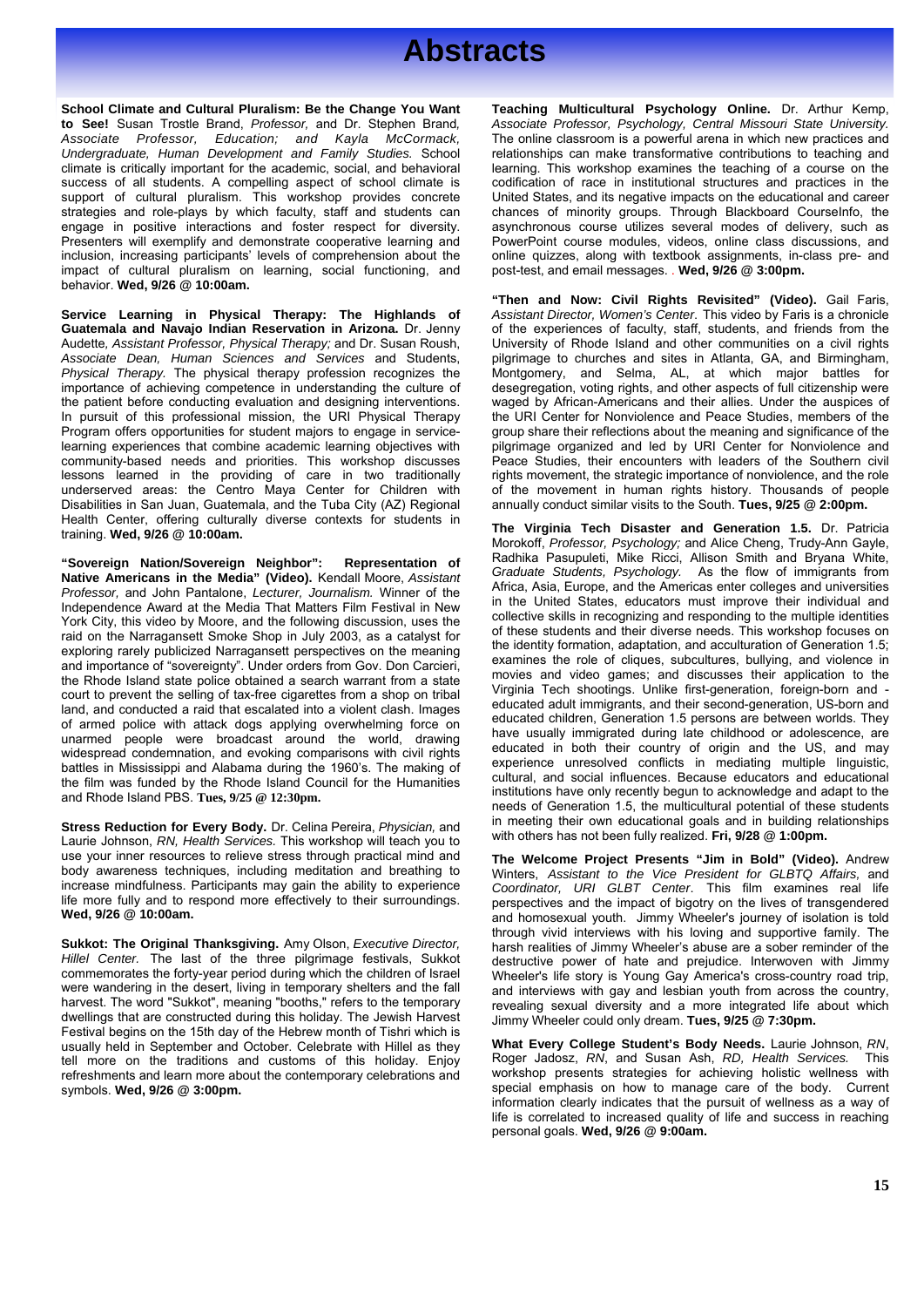# Abstracts

**School Climate and Cultural Pluralism: Be the Change You Want to See!** Susan Trostle Brand, *Professor,* and Dr. Stephen Brand*, Associate Professor, Education; and Kayla McCormack, Undergraduate, Human Development and Family Studies.* School climate is critically important for the academic, social, and behavioral success of all students. A compelling aspect of school climate is support of cultural pluralism. This workshop provides concrete strategies and role-plays by which faculty, staff and students can engage in positive interactions and foster respect for diversity. Presenters will exemplify and demonstrate cooperative learning and inclusion, increasing participants' levels of comprehension about the impact of cultural pluralism on learning, social functioning, and behavior. **Wed, 9/26 @ 10:00am.**

**Service Learning in Physical Therapy: The Highlands of Guatemala and Navajo Indian Reservation in Arizona.** Dr. Jenny Audette*, Assistant Professor, Physical Therapy;* and Dr. Susan Roush, *Associate Dean, Human Sciences and Services* and Students, *Physical Therapy.* The physical therapy profession recognizes the importance of achieving competence in understanding the culture of the patient before conducting evaluation and designing interventions. In pursuit of this professional mission, the URI Physical Therapy Program offers opportunities for student majors to engage in service-learning experiences that combine academic learning objectives with community-based needs and priorities. This workshop discusses lessons learned in the providing of care in two traditionally underserved areas: the Centro Maya Center for Children with Disabilities in San Juan, Guatemala, and the Tuba City (AZ) Regional Health Center, offering culturally diverse contexts for students in training. **Wed, 9/26 @ 10:00am.**

**"Sovereign Nation/Sovereign Neighbor": Representation of Native Americans in the Media" (Video).** Kendall Moore, *Assistant Professor,* and John Pantalone, *Lecturer, Journalism.* Winner of the Independence Award at the Media That Matters Film Festival in New York City, this video by Moore, and the following discussion, uses the raid on the Narragansett Smoke Shop in July 2003, as a catalyst for exploring rarely publicized Narragansett perspectives on the meaning and importance of "sovereignty". Under orders from Gov. Don Carcieri, the Rhode Island state police obtained a search warrant from a state court to prevent the selling of tax-free cigarettes from a shop on tribal land, and conducted a raid that escalated into a violent clash. Images of armed police with attack dogs applying overwhelming force on unarmed people were broadcast around the world, drawing widespread condemnation, and evoking comparisons with civil rights battles in Mississippi and Alabama during the 1960's. The making of the film was funded by the Rhode Island Council for the Humanities and Rhode Island PBS. **Tues, 9/25 @ 12:30pm.**

**Stress Reduction for Every Body.** Dr. Celina Pereira, *Physician,* and Laurie Johnson, *RN, Health Services.* This workshop will teach you to use your inner resources to relieve stress through practical mind and body awareness techniques, including meditation and breathing to increase mindfulness. Participants may gain the ability to experience life more fully and to respond more effectively to their surroundings. **Wed, 9/26 @ 10:00am.**

**Sukkot: The Original Thanksgiving.** Amy Olson, *Executive Director, Hillel Center.* The last of the three pilgrimage festivals, Sukkot commemorates the forty-year period during which the children of Israel were wandering in the desert, living in temporary shelters and the fall harvest. The word "Sukkot", meaning "booths," refers to the temporary dwellings that are constructed during this holiday. The Jewish Harvest Festival begins on the 15th day of the Hebrew month of Tishri which is usually held in September and October. Celebrate with Hillel as they tell more on the traditions and customs of this holiday. Enjoy refreshments and learn more about the contemporary celebrations and symbols. **Wed, 9/26 @ 3:00pm.**

**Teaching Multicultural Psychology Online.** Dr. Arthur Kemp, *Associate Professor, Psychology, Central Missouri State University.* The online classroom is a powerful arena in which new practices and relationships can make transformative contributions to teaching and learning. This workshop examines the teaching of a course on the codification of race in institutional structures and practices in the United States, and its negative impacts on the educational and career chances of minority groups. Through Blackboard CourseInfo, the asynchronous course utilizes several modes of delivery, such as PowerPoint course modules, videos, online class discussions, and online quizzes, along with textbook assignments, in-class pre- and post-test, and email messages. . **Wed, 9/26 @ 3:00pm.**

**"Then and Now: Civil Rights Revisited" (Video).** Gail Faris, *Assistant Director, Women's Center.* This video by Faris is a chronicle of the experiences of faculty, staff, students, and friends from the University of Rhode Island and other communities on a civil rights pilgrimage to churches and sites in Atlanta, GA, and Birmingham, Montgomery, and Selma, AL, at which major battles for desegregation, voting rights, and other aspects of full citizenship were waged by African-Americans and their allies. Under the auspices of the URI Center for Nonviolence and Peace Studies, members of the group share their reflections about the meaning and significance of the pilgrimage organized and led by URI Center for Nonviolence and Peace Studies, their encounters with leaders of the Southern civil rights movement, the strategic importance of nonviolence, and the role of the movement in human rights history. Thousands of people annually conduct similar visits to the South. **Tues, 9/25 @ 2:00pm.**

**The Virginia Tech Disaster and Generation 1.5.** Dr. Patricia Morokoff, *Professor, Psychology;* and Alice Cheng, Trudy-Ann Gayle, Radhika Pasupuleti, Mike Ricci, Allison Smith and Bryana White, *Graduate Students, Psychology.* As the flow of immigrants from Africa, Asia, Europe, and the Americas enter colleges and universities in the United States, educators must improve their individual and collective skills in recognizing and responding to the multiple identities of these students and their diverse needs. This workshop focuses on the identity formation, adaptation, and acculturation of Generation 1.5; examines the role of cliques, subcultures, bullying, and violence in movies and video games; and discusses their application to the Virginia Tech shootings. Unlike first-generation, foreign-born and -educated adult immigrants, and their second-generation, US-born and educated children, Generation 1.5 persons are between worlds. They have usually immigrated during late childhood or adolescence, are educated in both their country of origin and the US, and may experience unresolved conflicts in mediating multiple linguistic, cultural, and social influences. Because educators and educational institutions have only recently begun to acknowledge and adapt to the needs of Generation 1.5, the multicultural potential of these students in meeting their own educational goals and in building relationships with others has not been fully realized. **Fri, 9/28 @ 1:00pm.**

**The Welcome Project Presents "Jim in Bold" (Video).** Andrew Winters, *Assistant to the Vice President for GLBTQ Affairs,* and *Coordinator, URI GLBT Center*. This film examines real life perspectives and the impact of bigotry on the lives of transgendered and homosexual youth. Jimmy Wheeler's journey of isolation is told through vivid interviews with his loving and supportive family. The harsh realities of Jimmy Wheeler's abuse are a sober reminder of the destructive power of hate and prejudice. Interwoven with Jimmy Wheeler's life story is Young Gay America's cross-country road trip, and interviews with gay and lesbian youth from across the country, revealing sexual diversity and a more integrated life about which Jimmy Wheeler could only dream. **Tues, 9/25 @ 7:30pm.**

**What Every College Student's Body Needs.** Laurie Johnson, *RN*, Roger Jadosz, *RN*, and Susan Ash, *RD, Health Services.* This workshop presents strategies for achieving holistic wellness with special emphasis on how to manage care of the body. Current information clearly indicates that the pursuit of wellness as a way of life is correlated to increased quality of life and success in reaching personal goals. **Wed, 9/26 @ 9:00am.**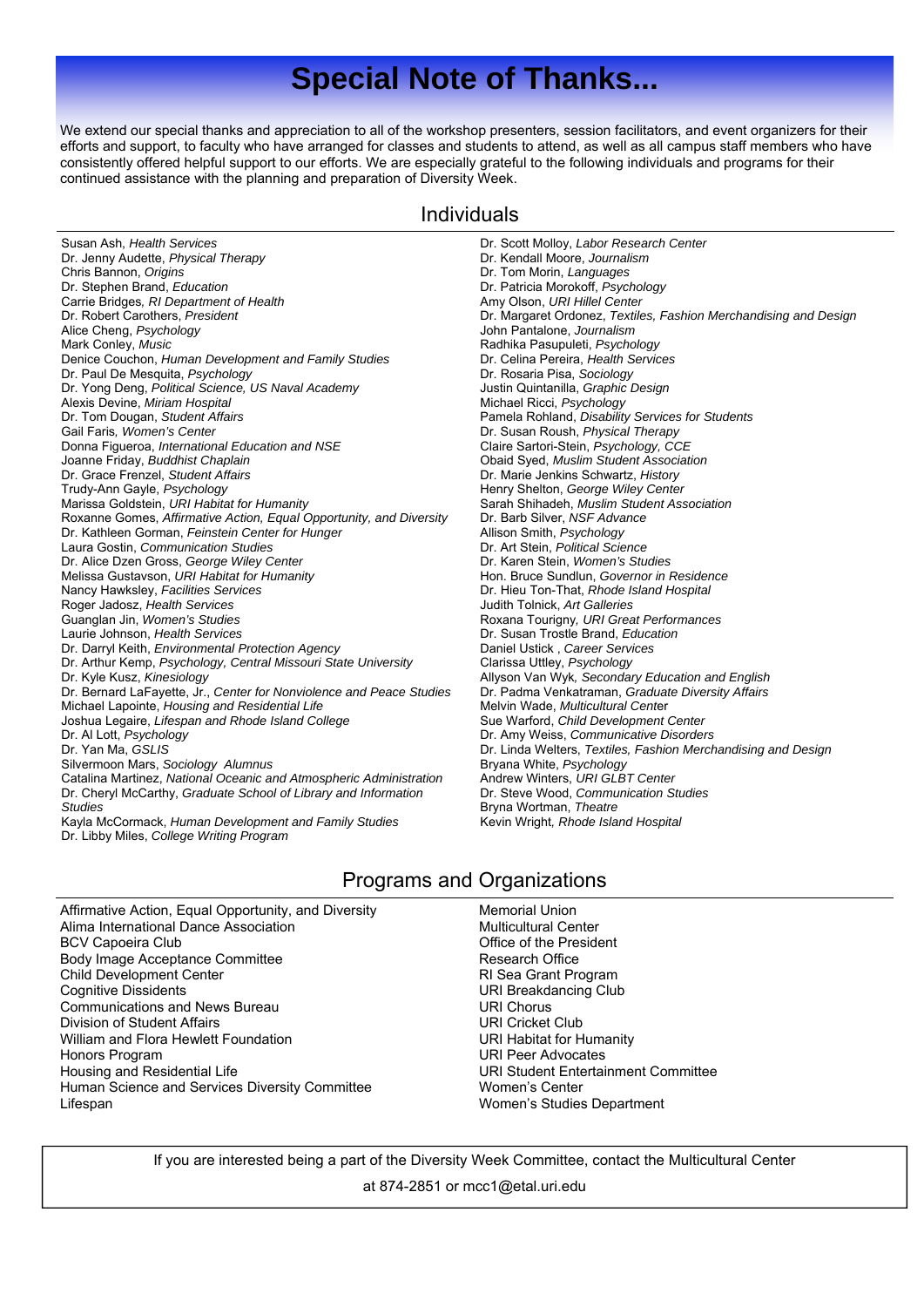# Special Note of Thanks...

We extend our special thanks and appreciation to all of the workshop presenters, session facilitators, and event organizers for their efforts and support, to faculty who have arranged for classes and students to attend, as well as all campus staff members who have consistently offered helpful support to our efforts. We are especially grateful to the following individuals and programs for their continued assistance with the planning and preparation of Diversity Week.

## Individuals

Susan Ash, *Health Services*
Dr. Jenny Audette, *Physical Therapy*
Chris Bannon, *Origins*
Dr. Stephen Brand, *Education*
Carrie Bridges*, RI Department of Health*
Dr. Robert Carothers, *President*
Alice Cheng, *Psychology*
Mark Conley, *Music*
Denice Couchon, *Human Development and Family Studies*
Dr. Paul De Mesquita, *Psychology*
Dr. Yong Deng, *Political Science, US Naval Academy*
Alexis Devine, *Miriam Hospital*
Dr. Tom Dougan, *Student Affairs*
Gail Faris*, Women's Center*
Donna Figueroa, *International Education and NSE*
Joanne Friday, *Buddhist Chaplain*
Dr. Grace Frenzel, *Student Affairs*
Trudy-Ann Gayle, *Psychology*
Marissa Goldstein, *URI Habitat for Humanity*
Roxanne Gomes, *Affirmative Action, Equal Opportunity, and Diversity*
Dr. Kathleen Gorman, *Feinstein Center for Hunger*
Laura Gostin, *Communication Studies*
Dr. Alice Dzen Gross, *George Wiley Center*
Melissa Gustavson, *URI Habitat for Humanity*
Nancy Hawksley, *Facilities Services*
Roger Jadosz, *Health Services*
Guanglan Jin, *Women's Studies*
Laurie Johnson, *Health Services*
Dr. Darryl Keith, *Environmental Protection Agency*
Dr. Arthur Kemp, *Psychology, Central Missouri State University*
Dr. Kyle Kusz, *Kinesiology*
Dr. Bernard LaFayette, Jr., *Center for Nonviolence and Peace Studies*
Michael Lapointe, *Housing and Residential Life*
Joshua Legaire, *Lifespan and Rhode Island College*
Dr. Al Lott, *Psychology*
Dr. Yan Ma, *GSLIS*
Silvermoon Mars, *Sociology Alumnus*
Catalina Martinez, *National Oceanic and Atmospheric Administration*
Dr. Cheryl McCarthy, *Graduate School of Library and Information Studies*
Kayla McCormack, *Human Development and Family Studies*
Dr. Libby Miles, *College Writing Program*
Dr. Scott Molloy, *Labor Research Center*
Dr. Kendall Moore, *Journalism*
Dr. Tom Morin, *Languages*
Dr. Patricia Morokoff, *Psychology*
Amy Olson, *URI Hillel Center*
Dr. Margaret Ordonez, *Textiles, Fashion Merchandising and Design*
John Pantalone, *Journalism*
Radhika Pasupuleti, *Psychology*
Dr. Celina Pereira, *Health Services*
Dr. Rosaria Pisa, *Sociology*
Justin Quintanilla, *Graphic Design*
Michael Ricci, *Psychology*
Pamela Rohland, *Disability Services for Students*
Dr. Susan Roush, *Physical Therapy*
Claire Sartori-Stein, *Psychology, CCE*
Obaid Syed, *Muslim Student Association*
Dr. Marie Jenkins Schwartz, *History*
Henry Shelton, *George Wiley Center*
Sarah Shihadeh, *Muslim Student Association*
Dr. Barb Silver, *NSF Advance*
Allison Smith, *Psychology*
Dr. Art Stein, *Political Science*
Dr. Karen Stein, *Women's Studies*
Hon. Bruce Sundlun, *Governor in Residence*
Dr. Hieu Ton-That, *Rhode Island Hospital*
Judith Tolnick, *Art Galleries*
Roxana Tourigny*, URI Great Performances*
Dr. Susan Trostle Brand, *Education*
Daniel Ustick , *Career Services*
Clarissa Uttley, *Psychology*
Allyson Van Wyk*, Secondary Education and English*
Dr. Padma Venkatraman, *Graduate Diversity Affairs*
Melvin Wade, *Multicultural Center*
Sue Warford, *Child Development Center*
Dr. Amy Weiss, *Communicative Disorders*
Dr. Linda Welters, *Textiles, Fashion Merchandising and Design*
Bryana White, *Psychology*
Andrew Winters, *URI GLBT Center*
Dr. Steve Wood, *Communication Studies*
Bryna Wortman, *Theatre*
Kevin Wright*, Rhode Island Hospital*

## Programs and Organizations

Affirmative Action, Equal Opportunity, and Diversity
Alima International Dance Association
BCV Capoeira Club
Body Image Acceptance Committee
Child Development Center
Cognitive Dissidents
Communications and News Bureau
Division of Student Affairs
William and Flora Hewlett Foundation
Honors Program
Housing and Residential Life
Human Science and Services Diversity Committee
Lifespan
Memorial Union
Multicultural Center
Office of the President
Research Office
RI Sea Grant Program
URI Breakdancing Club
URI Chorus
URI Cricket Club
URI Habitat for Humanity
URI Peer Advocates
URI Student Entertainment Committee
Women's Center
Women's Studies Department

If you are interested being a part of the Diversity Week Committee, contact the Multicultural Center at 874-2851 or mcc1@etal.uri.edu